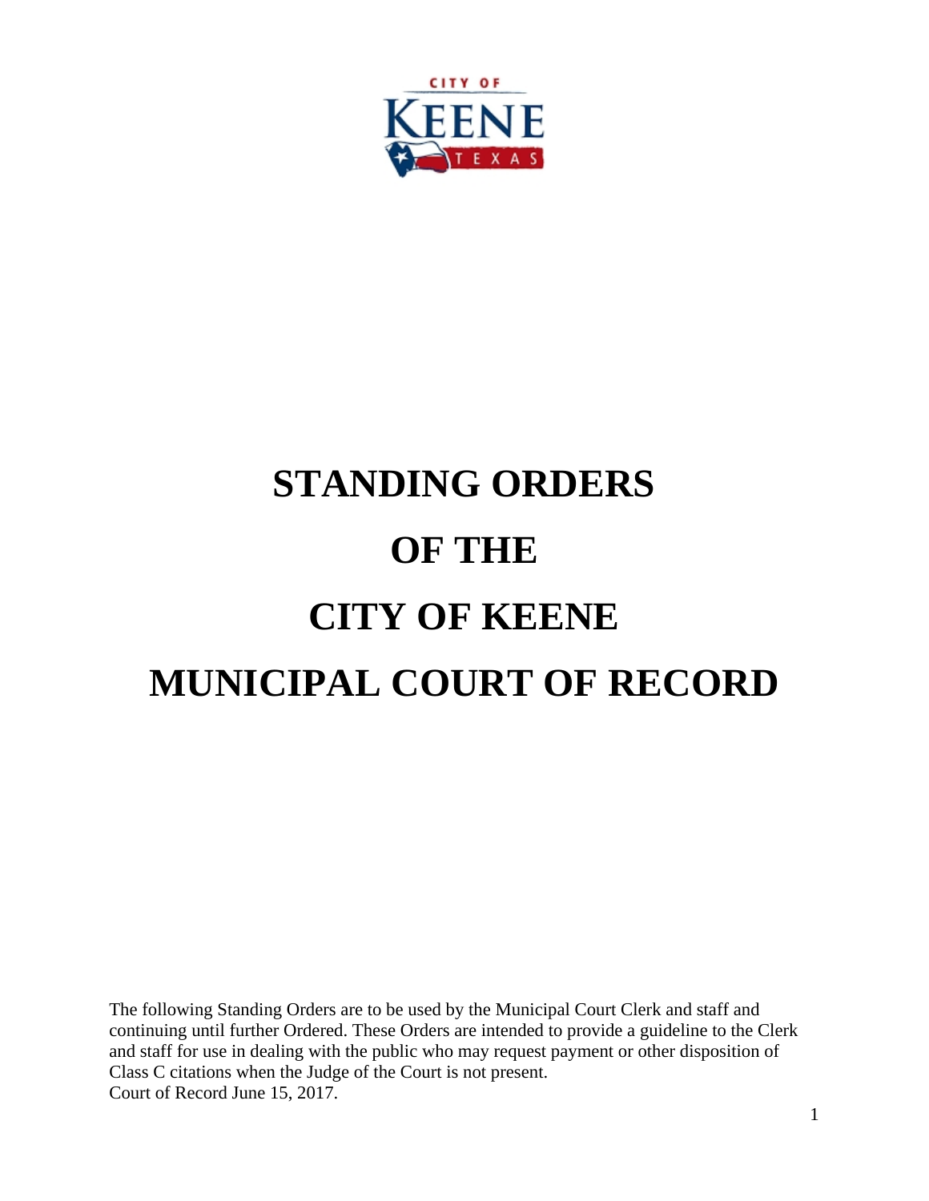# STANDING ORDERS
# OF THE
# CITY OF KEENE
# MUNICIPAL COURT OF RECORD

The following Standing Orders are to be used by the Municipal Court Clerk and staff and continuing until further Ordered. These Orders are intended to provide a guideline to the Clerk and staff for use in dealing with the public who may request payment or other disposition of Class C citations when the Judge of the Court is not present.
Court of Record June 15, 2017.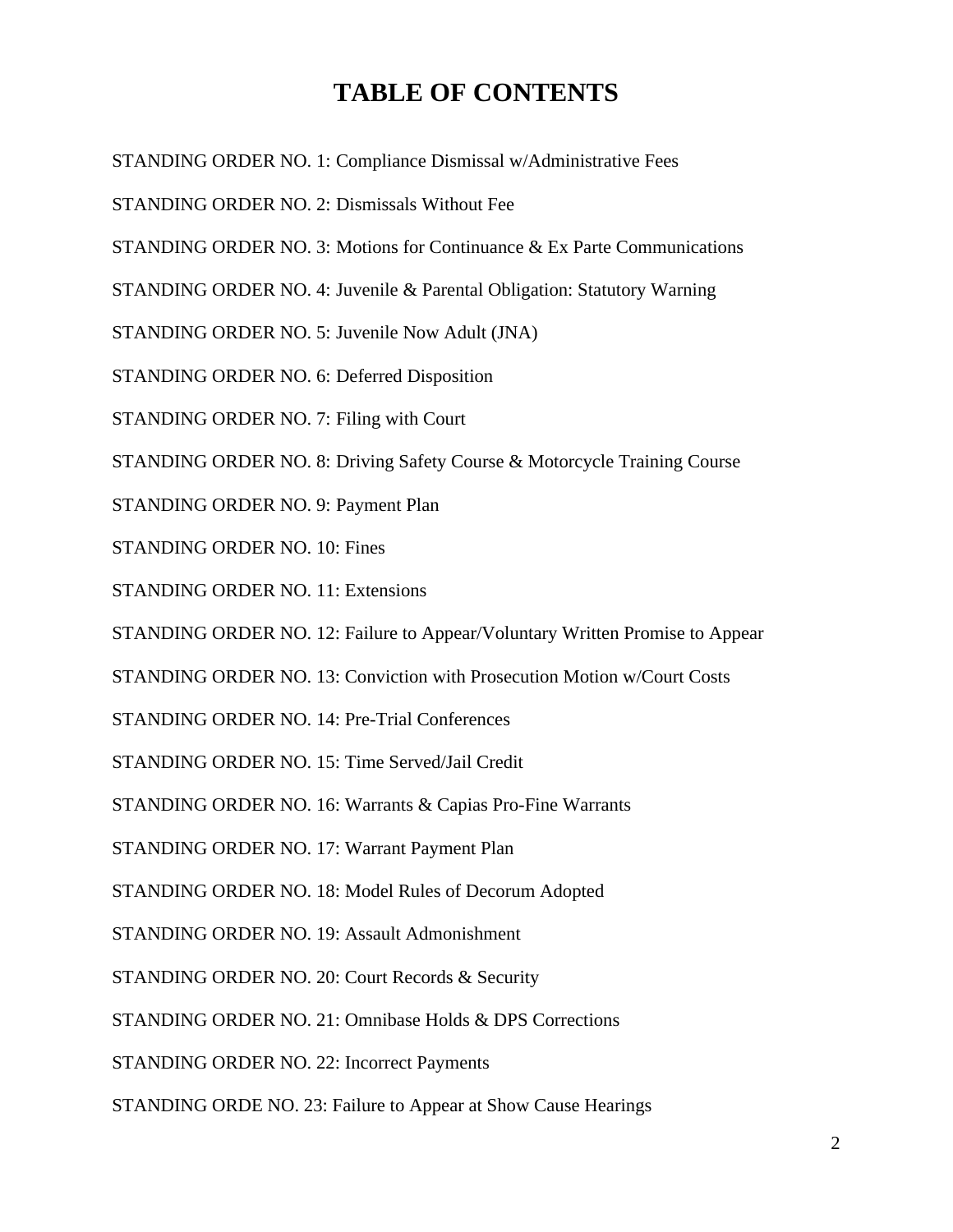# TABLE OF CONTENTS

STANDING ORDER NO. 1: Compliance Dismissal w/Administrative Fees

STANDING ORDER NO. 2: Dismissals Without Fee

STANDING ORDER NO. 3: Motions for Continuance & Ex Parte Communications

STANDING ORDER NO. 4: Juvenile & Parental Obligation: Statutory Warning

STANDING ORDER NO. 5: Juvenile Now Adult (JNA)

STANDING ORDER NO. 6: Deferred Disposition

STANDING ORDER NO. 7: Filing with Court

STANDING ORDER NO. 8: Driving Safety Course & Motorcycle Training Course

STANDING ORDER NO. 9: Payment Plan

STANDING ORDER NO. 10: Fines

STANDING ORDER NO. 11: Extensions

STANDING ORDER NO. 12: Failure to Appear/Voluntary Written Promise to Appear

STANDING ORDER NO. 13: Conviction with Prosecution Motion w/Court Costs

STANDING ORDER NO. 14: Pre-Trial Conferences

STANDING ORDER NO. 15: Time Served/Jail Credit

STANDING ORDER NO. 16: Warrants & Capias Pro-Fine Warrants

STANDING ORDER NO. 17: Warrant Payment Plan

STANDING ORDER NO. 18: Model Rules of Decorum Adopted

STANDING ORDER NO. 19: Assault Admonishment

STANDING ORDER NO. 20: Court Records & Security

STANDING ORDER NO. 21: Omnibase Holds & DPS Corrections

STANDING ORDER NO. 22: Incorrect Payments

STANDING ORDE NO. 23: Failure to Appear at Show Cause Hearings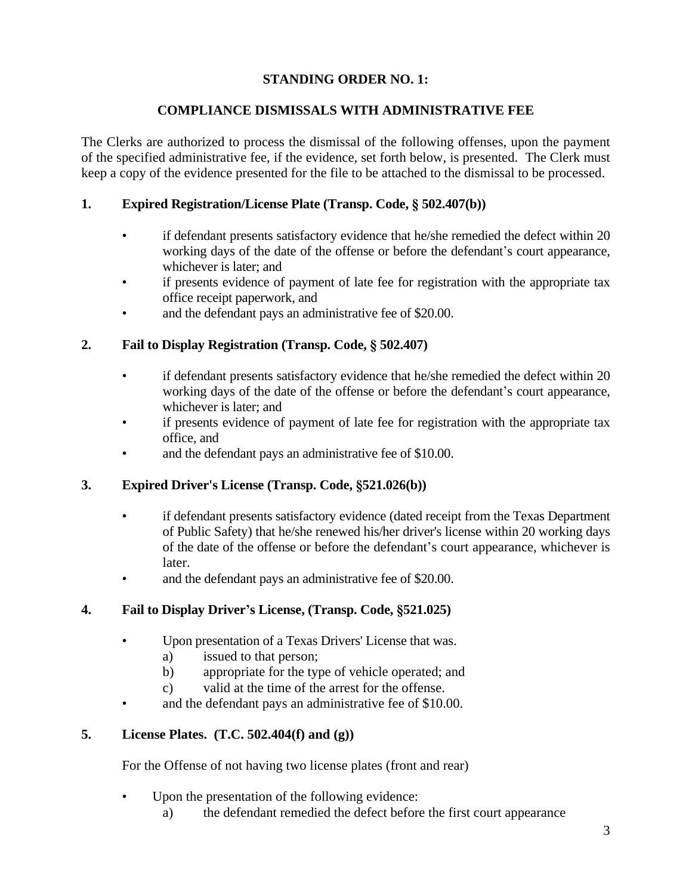## STANDING ORDER NO. 1:

## COMPLIANCE DISMISSALS WITH ADMINISTRATIVE FEE

The Clerks are authorized to process the dismissal of the following offenses, upon the payment of the specified administrative fee, if the evidence, set forth below, is presented. The Clerk must keep a copy of the evidence presented for the file to be attached to the dismissal to be processed.

### 1. Expired Registration/License Plate (Transp. Code, § 502.407(b))

- if defendant presents satisfactory evidence that he/she remedied the defect within 20 working days of the date of the offense or before the defendant's court appearance, whichever is later; and
- if presents evidence of payment of late fee for registration with the appropriate tax office receipt paperwork, and
- and the defendant pays an administrative fee of $20.00.

### 2. Fail to Display Registration (Transp. Code, § 502.407)

- if defendant presents satisfactory evidence that he/she remedied the defect within 20 working days of the date of the offense or before the defendant's court appearance, whichever is later; and
- if presents evidence of payment of late fee for registration with the appropriate tax office, and
- and the defendant pays an administrative fee of $10.00.

### 3. Expired Driver's License (Transp. Code, §521.026(b))

- if defendant presents satisfactory evidence (dated receipt from the Texas Department of Public Safety) that he/she renewed his/her driver's license within 20 working days of the date of the offense or before the defendant's court appearance, whichever is later.
- and the defendant pays an administrative fee of $20.00.

### 4. Fail to Display Driver's License, (Transp. Code, §521.025)

- Upon presentation of a Texas Drivers' License that was.
  a) issued to that person;
  b) appropriate for the type of vehicle operated; and
  c) valid at the time of the arrest for the offense.
- and the defendant pays an administrative fee of $10.00.

### 5. License Plates. (T.C. 502.404(f) and (g))

For the Offense of not having two license plates (front and rear)

- Upon the presentation of the following evidence:
  a) the defendant remedied the defect before the first court appearance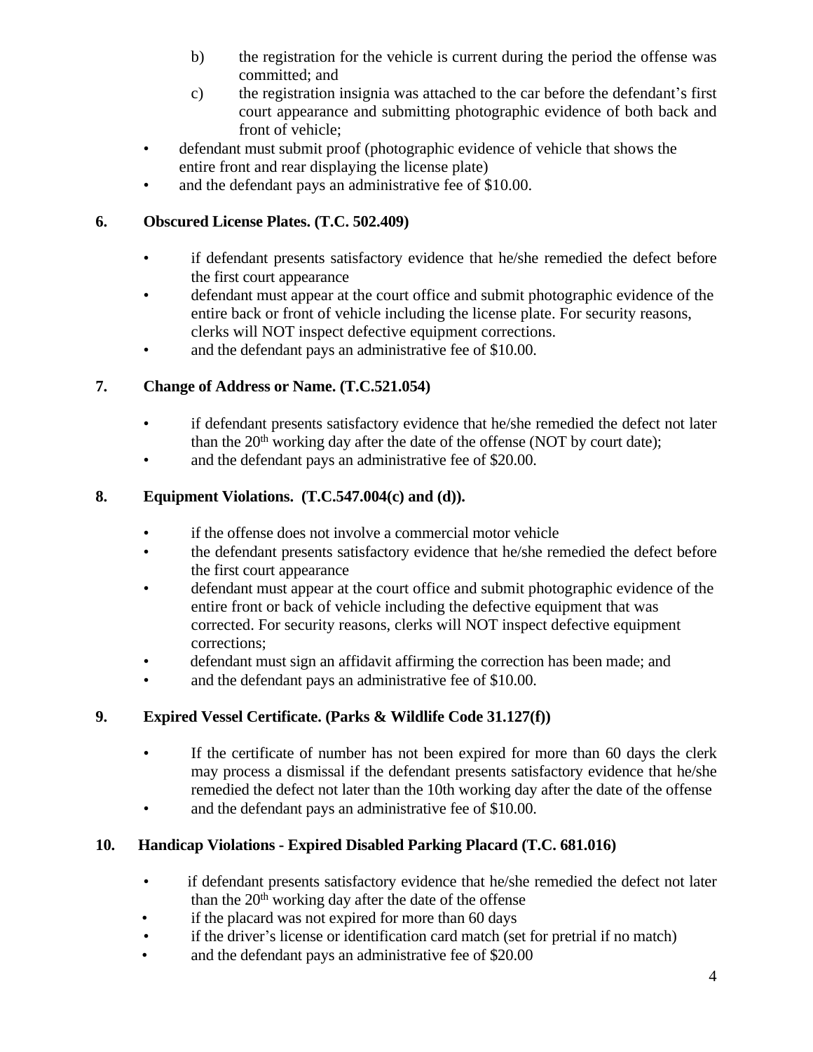b) the registration for the vehicle is current during the period the offense was committed; and

c) the registration insignia was attached to the car before the defendant's first court appearance and submitting photographic evidence of both back and front of vehicle;

- defendant must submit proof (photographic evidence of vehicle that shows the entire front and rear displaying the license plate)
- and the defendant pays an administrative fee of $10.00.

**6. Obscured License Plates. (T.C. 502.409)**

- if defendant presents satisfactory evidence that he/she remedied the defect before the first court appearance
- defendant must appear at the court office and submit photographic evidence of the entire back or front of vehicle including the license plate. For security reasons, clerks will NOT inspect defective equipment corrections.
- and the defendant pays an administrative fee of $10.00.

**7. Change of Address or Name. (T.C.521.054)**

- if defendant presents satisfactory evidence that he/she remedied the defect not later than the 20th working day after the date of the offense (NOT by court date);
- and the defendant pays an administrative fee of $20.00.

**8. Equipment Violations. (T.C.547.004(c) and (d)).**

- if the offense does not involve a commercial motor vehicle
- the defendant presents satisfactory evidence that he/she remedied the defect before the first court appearance
- defendant must appear at the court office and submit photographic evidence of the entire front or back of vehicle including the defective equipment that was corrected. For security reasons, clerks will NOT inspect defective equipment corrections;
- defendant must sign an affidavit affirming the correction has been made; and
- and the defendant pays an administrative fee of $10.00.

**9. Expired Vessel Certificate. (Parks & Wildlife Code 31.127(f))**

- If the certificate of number has not been expired for more than 60 days the clerk may process a dismissal if the defendant presents satisfactory evidence that he/she remedied the defect not later than the 10th working day after the date of the offense
- and the defendant pays an administrative fee of $10.00.

**10. Handicap Violations - Expired Disabled Parking Placard (T.C. 681.016)**

- if defendant presents satisfactory evidence that he/she remedied the defect not later than the 20th working day after the date of the offense
- if the placard was not expired for more than 60 days
- if the driver's license or identification card match (set for pretrial if no match)
- and the defendant pays an administrative fee of $20.00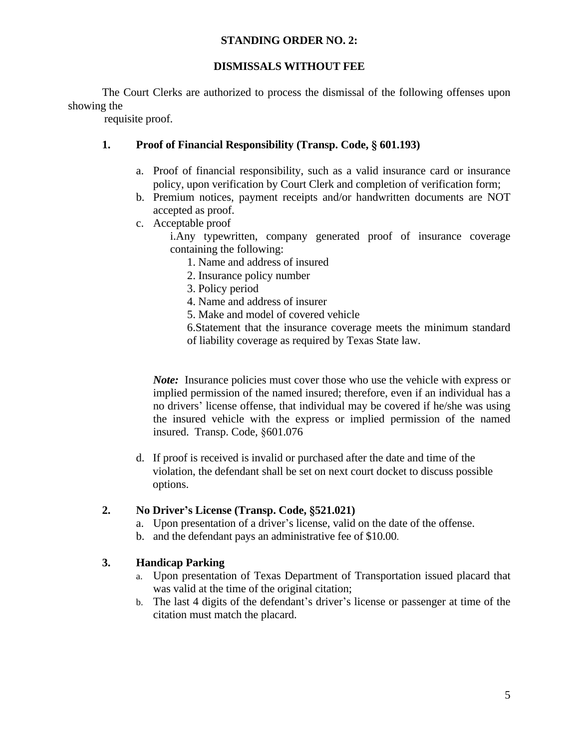**STANDING ORDER NO. 2:**

**DISMISSALS WITHOUT FEE**

The Court Clerks are authorized to process the dismissal of the following offenses upon showing the requisite proof.

**1. Proof of Financial Responsibility (Transp. Code, § 601.193)**

a. Proof of financial responsibility, such as a valid insurance card or insurance policy, upon verification by Court Clerk and completion of verification form;

b. Premium notices, payment receipts and/or handwritten documents are NOT accepted as proof.

c. Acceptable proof

   i. Any typewritten, company generated proof of insurance coverage containing the following:

      1. Name and address of insured
      2. Insurance policy number
      3. Policy period
      4. Name and address of insurer
      5. Make and model of covered vehicle
      6. Statement that the insurance coverage meets the minimum standard of liability coverage as required by Texas State law.

***Note:*** Insurance policies must cover those who use the vehicle with express or implied permission of the named insured; therefore, even if an individual has a no drivers' license offense, that individual may be covered if he/she was using the insured vehicle with the express or implied permission of the named insured. Transp. Code, §601.076

d. If proof is received is invalid or purchased after the date and time of the violation, the defendant shall be set on next court docket to discuss possible options.

**2. No Driver's License (Transp. Code, §521.021)**

a. Upon presentation of a driver's license, valid on the date of the offense.

b. and the defendant pays an administrative fee of $10.00.

**3. Handicap Parking**

a. Upon presentation of Texas Department of Transportation issued placard that was valid at the time of the original citation;

b. The last 4 digits of the defendant's driver's license or passenger at time of the citation must match the placard.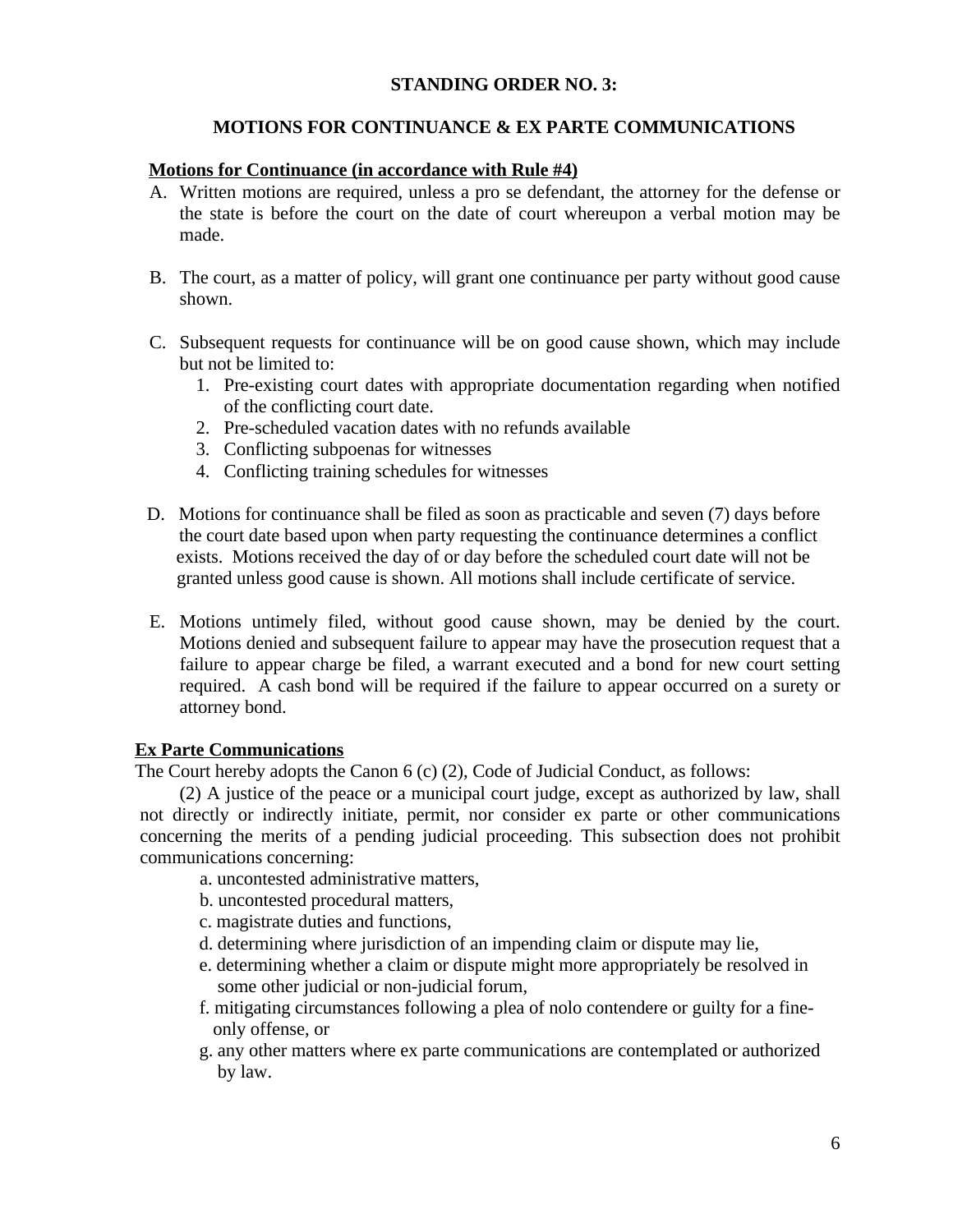## STANDING ORDER NO. 3:

## MOTIONS FOR CONTINUANCE & EX PARTE COMMUNICATIONS

**Motions for Continuance (in accordance with Rule #4)**

A. Written motions are required, unless a pro se defendant, the attorney for the defense or the state is before the court on the date of court whereupon a verbal motion may be made.

B. The court, as a matter of policy, will grant one continuance per party without good cause shown.

C. Subsequent requests for continuance will be on good cause shown, which may include but not be limited to:
   1. Pre-existing court dates with appropriate documentation regarding when notified of the conflicting court date.
   2. Pre-scheduled vacation dates with no refunds available
   3. Conflicting subpoenas for witnesses
   4. Conflicting training schedules for witnesses

D. Motions for continuance shall be filed as soon as practicable and seven (7) days before the court date based upon when party requesting the continuance determines a conflict exists. Motions received the day of or day before the scheduled court date will not be granted unless good cause is shown. All motions shall include certificate of service.

E. Motions untimely filed, without good cause shown, may be denied by the court. Motions denied and subsequent failure to appear may have the prosecution request that a failure to appear charge be filed, a warrant executed and a bond for new court setting required. A cash bond will be required if the failure to appear occurred on a surety or attorney bond.

**Ex Parte Communications**

The Court hereby adopts the Canon 6 (c) (2), Code of Judicial Conduct, as follows:

(2) A justice of the peace or a municipal court judge, except as authorized by law, shall not directly or indirectly initiate, permit, nor consider ex parte or other communications concerning the merits of a pending judicial proceeding. This subsection does not prohibit communications concerning:

a. uncontested administrative matters,
b. uncontested procedural matters,
c. magistrate duties and functions,
d. determining where jurisdiction of an impending claim or dispute may lie,
e. determining whether a claim or dispute might more appropriately be resolved in some other judicial or non-judicial forum,
f. mitigating circumstances following a plea of nolo contendere or guilty for a fine-only offense, or
g. any other matters where ex parte communications are contemplated or authorized by law.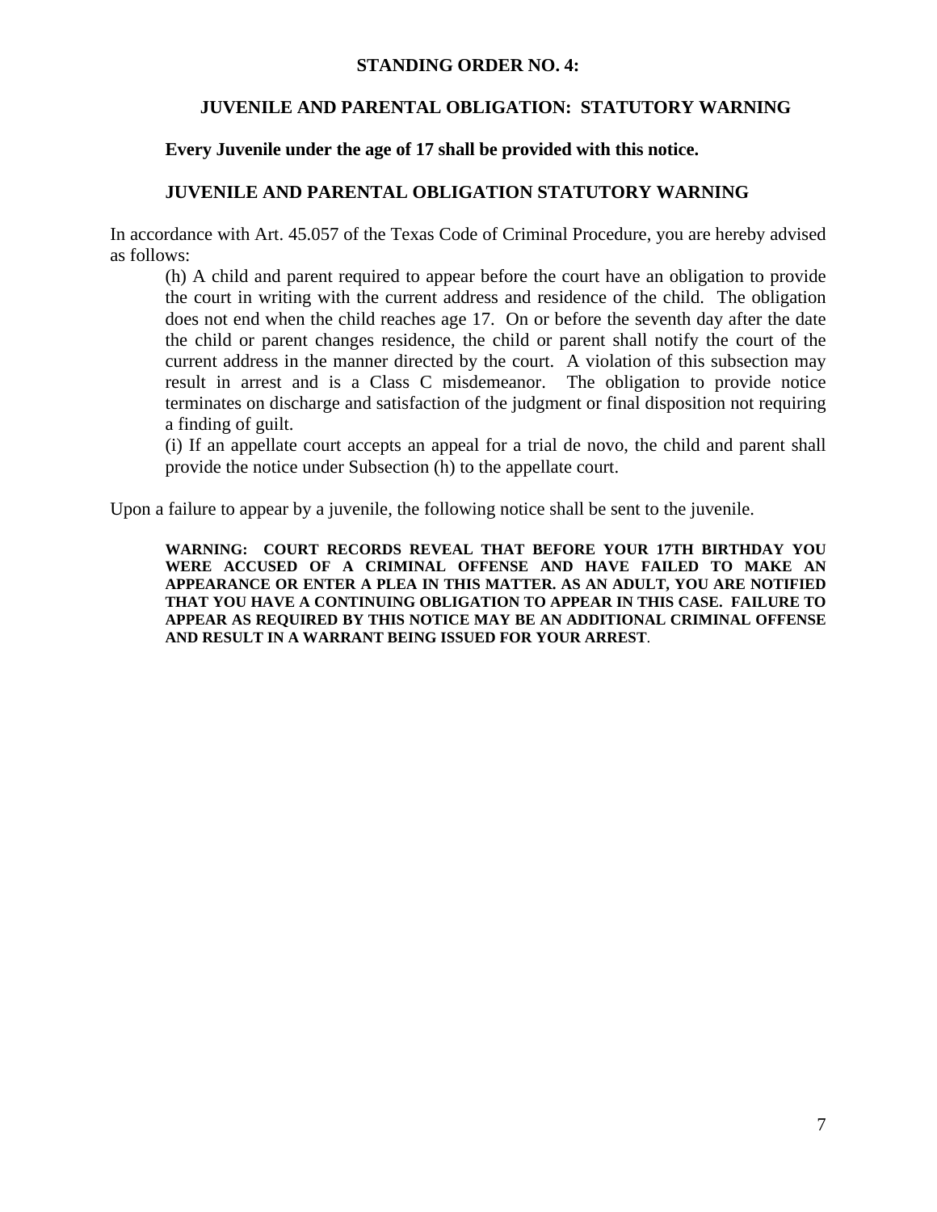**STANDING ORDER NO. 4:**

**JUVENILE AND PARENTAL OBLIGATION: STATUTORY WARNING**

**Every Juvenile under the age of 17 shall be provided with this notice.**

**JUVENILE AND PARENTAL OBLIGATION STATUTORY WARNING**

In accordance with Art. 45.057 of the Texas Code of Criminal Procedure, you are hereby advised as follows:

> (h) A child and parent required to appear before the court have an obligation to provide the court in writing with the current address and residence of the child. The obligation does not end when the child reaches age 17. On or before the seventh day after the date the child or parent changes residence, the child or parent shall notify the court of the current address in the manner directed by the court. A violation of this subsection may result in arrest and is a Class C misdemeanor. The obligation to provide notice terminates on discharge and satisfaction of the judgment or final disposition not requiring a finding of guilt.
>
> (i) If an appellate court accepts an appeal for a trial de novo, the child and parent shall provide the notice under Subsection (h) to the appellate court.

Upon a failure to appear by a juvenile, the following notice shall be sent to the juvenile.

> **WARNING: COURT RECORDS REVEAL THAT BEFORE YOUR 17TH BIRTHDAY YOU WERE ACCUSED OF A CRIMINAL OFFENSE AND HAVE FAILED TO MAKE AN APPEARANCE OR ENTER A PLEA IN THIS MATTER. AS AN ADULT, YOU ARE NOTIFIED THAT YOU HAVE A CONTINUING OBLIGATION TO APPEAR IN THIS CASE. FAILURE TO APPEAR AS REQUIRED BY THIS NOTICE MAY BE AN ADDITIONAL CRIMINAL OFFENSE AND RESULT IN A WARRANT BEING ISSUED FOR YOUR ARREST**.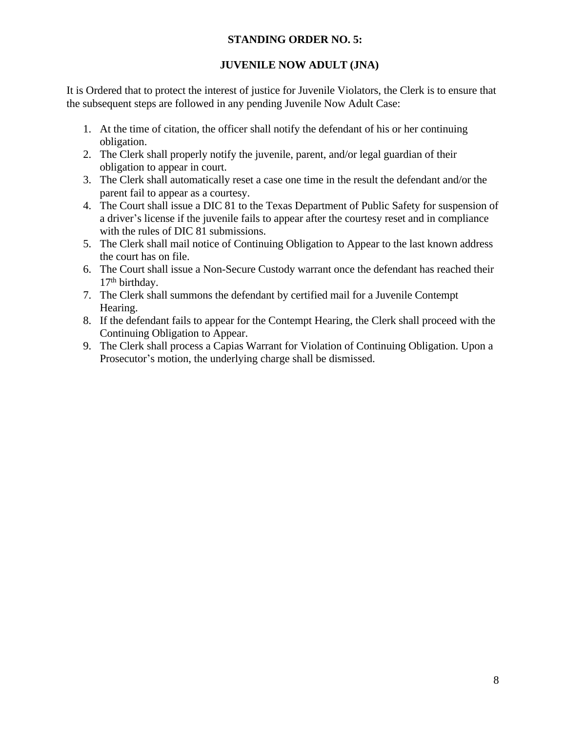## STANDING ORDER NO. 5:

## JUVENILE NOW ADULT (JNA)

It is Ordered that to protect the interest of justice for Juvenile Violators, the Clerk is to ensure that the subsequent steps are followed in any pending Juvenile Now Adult Case:

1. At the time of citation, the officer shall notify the defendant of his or her continuing obligation.
2. The Clerk shall properly notify the juvenile, parent, and/or legal guardian of their obligation to appear in court.
3. The Clerk shall automatically reset a case one time in the result the defendant and/or the parent fail to appear as a courtesy.
4. The Court shall issue a DIC 81 to the Texas Department of Public Safety for suspension of a driver's license if the juvenile fails to appear after the courtesy reset and in compliance with the rules of DIC 81 submissions.
5. The Clerk shall mail notice of Continuing Obligation to Appear to the last known address the court has on file.
6. The Court shall issue a Non-Secure Custody warrant once the defendant has reached their 17th birthday.
7. The Clerk shall summons the defendant by certified mail for a Juvenile Contempt Hearing.
8. If the defendant fails to appear for the Contempt Hearing, the Clerk shall proceed with the Continuing Obligation to Appear.
9. The Clerk shall process a Capias Warrant for Violation of Continuing Obligation. Upon a Prosecutor's motion, the underlying charge shall be dismissed.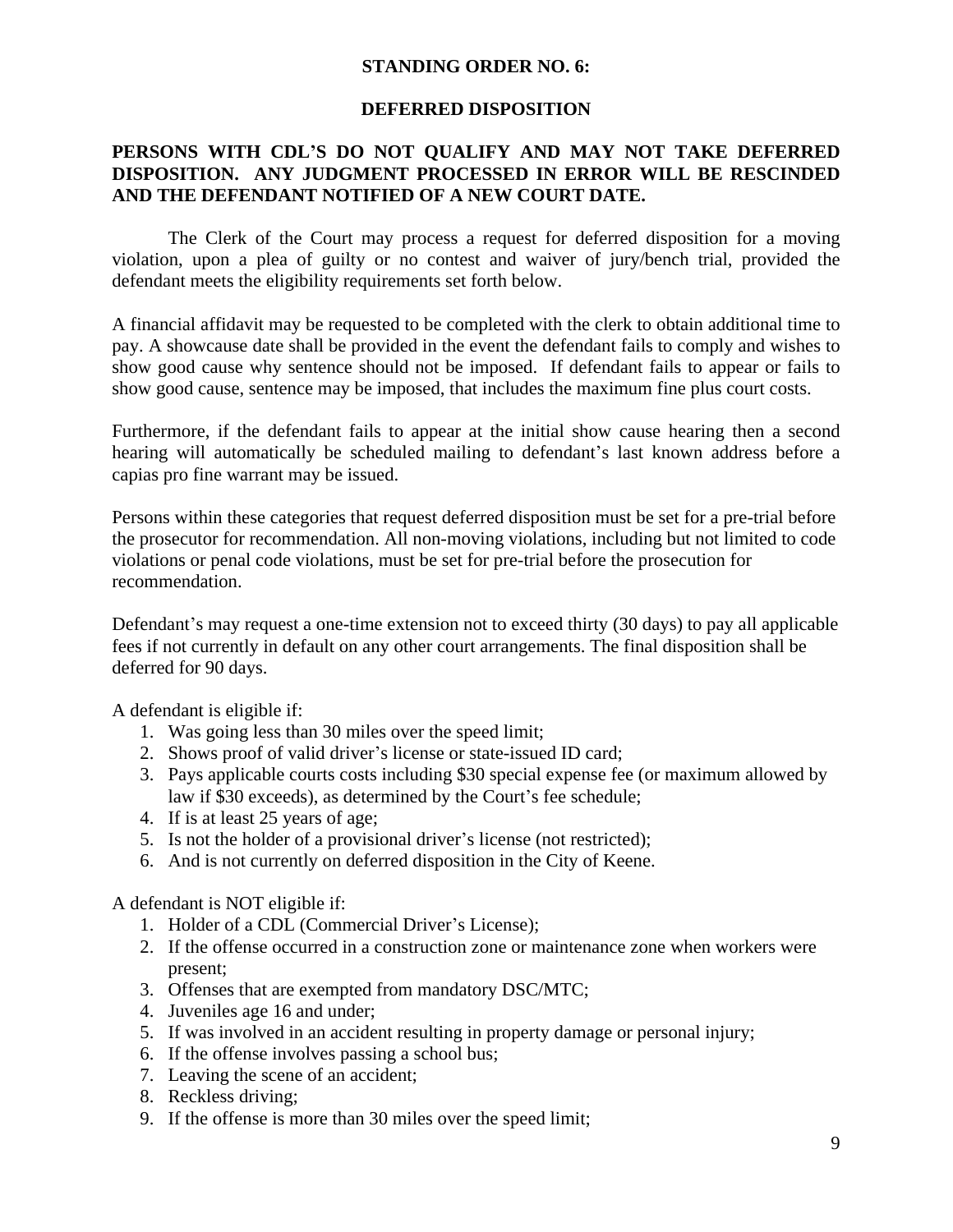## STANDING ORDER NO. 6:

## DEFERRED DISPOSITION

**PERSONS WITH CDL'S DO NOT QUALIFY AND MAY NOT TAKE DEFERRED DISPOSITION. ANY JUDGMENT PROCESSED IN ERROR WILL BE RESCINDED AND THE DEFENDANT NOTIFIED OF A NEW COURT DATE.**

The Clerk of the Court may process a request for deferred disposition for a moving violation, upon a plea of guilty or no contest and waiver of jury/bench trial, provided the defendant meets the eligibility requirements set forth below.

A financial affidavit may be requested to be completed with the clerk to obtain additional time to pay. A showcause date shall be provided in the event the defendant fails to comply and wishes to show good cause why sentence should not be imposed. If defendant fails to appear or fails to show good cause, sentence may be imposed, that includes the maximum fine plus court costs.

Furthermore, if the defendant fails to appear at the initial show cause hearing then a second hearing will automatically be scheduled mailing to defendant's last known address before a capias pro fine warrant may be issued.

Persons within these categories that request deferred disposition must be set for a pre-trial before the prosecutor for recommendation. All non-moving violations, including but not limited to code violations or penal code violations, must be set for pre-trial before the prosecution for recommendation.

Defendant's may request a one-time extension not to exceed thirty (30 days) to pay all applicable fees if not currently in default on any other court arrangements. The final disposition shall be deferred for 90 days.

A defendant is eligible if:

1. Was going less than 30 miles over the speed limit;
2. Shows proof of valid driver's license or state-issued ID card;
3. Pays applicable courts costs including $30 special expense fee (or maximum allowed by law if $30 exceeds), as determined by the Court's fee schedule;
4. If is at least 25 years of age;
5. Is not the holder of a provisional driver's license (not restricted);
6. And is not currently on deferred disposition in the City of Keene.

A defendant is NOT eligible if:

1. Holder of a CDL (Commercial Driver's License);
2. If the offense occurred in a construction zone or maintenance zone when workers were present;
3. Offenses that are exempted from mandatory DSC/MTC;
4. Juveniles age 16 and under;
5. If was involved in an accident resulting in property damage or personal injury;
6. If the offense involves passing a school bus;
7. Leaving the scene of an accident;
8. Reckless driving;
9. If the offense is more than 30 miles over the speed limit;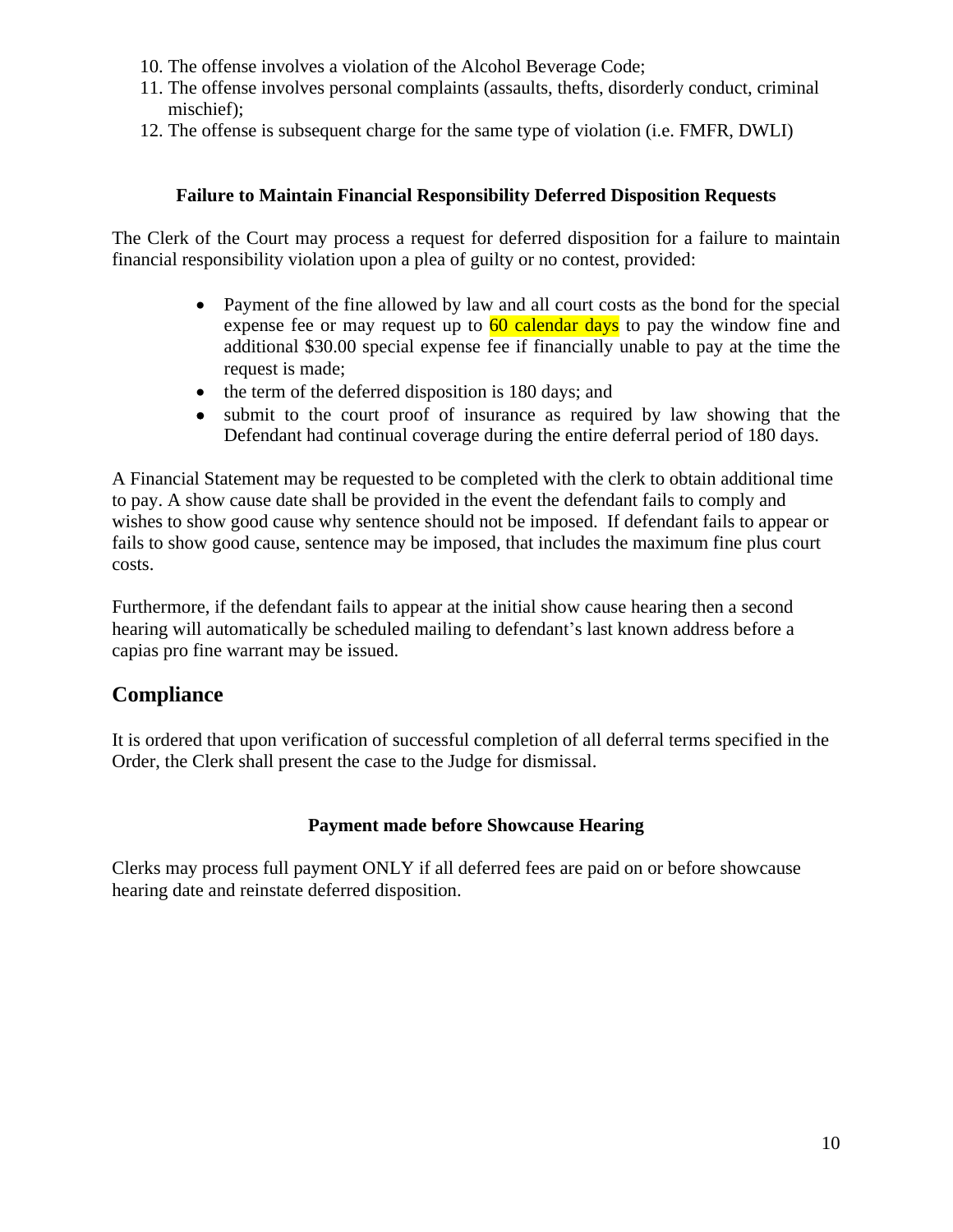10. The offense involves a violation of the Alcohol Beverage Code;
11. The offense involves personal complaints (assaults, thefts, disorderly conduct, criminal mischief);
12. The offense is subsequent charge for the same type of violation (i.e. FMFR, DWLI)

**Failure to Maintain Financial Responsibility Deferred Disposition Requests**

The Clerk of the Court may process a request for deferred disposition for a failure to maintain financial responsibility violation upon a plea of guilty or no contest, provided:

- Payment of the fine allowed by law and all court costs as the bond for the special expense fee or may request up to 60 calendar days to pay the window fine and additional $30.00 special expense fee if financially unable to pay at the time the request is made;
- the term of the deferred disposition is 180 days; and
- submit to the court proof of insurance as required by law showing that the Defendant had continual coverage during the entire deferral period of 180 days.

A Financial Statement may be requested to be completed with the clerk to obtain additional time to pay. A show cause date shall be provided in the event the defendant fails to comply and wishes to show good cause why sentence should not be imposed. If defendant fails to appear or fails to show good cause, sentence may be imposed, that includes the maximum fine plus court costs.

Furthermore, if the defendant fails to appear at the initial show cause hearing then a second hearing will automatically be scheduled mailing to defendant's last known address before a capias pro fine warrant may be issued.

## Compliance

It is ordered that upon verification of successful completion of all deferral terms specified in the Order, the Clerk shall present the case to the Judge for dismissal.

**Payment made before Showcause Hearing**

Clerks may process full payment ONLY if all deferred fees are paid on or before showcause hearing date and reinstate deferred disposition.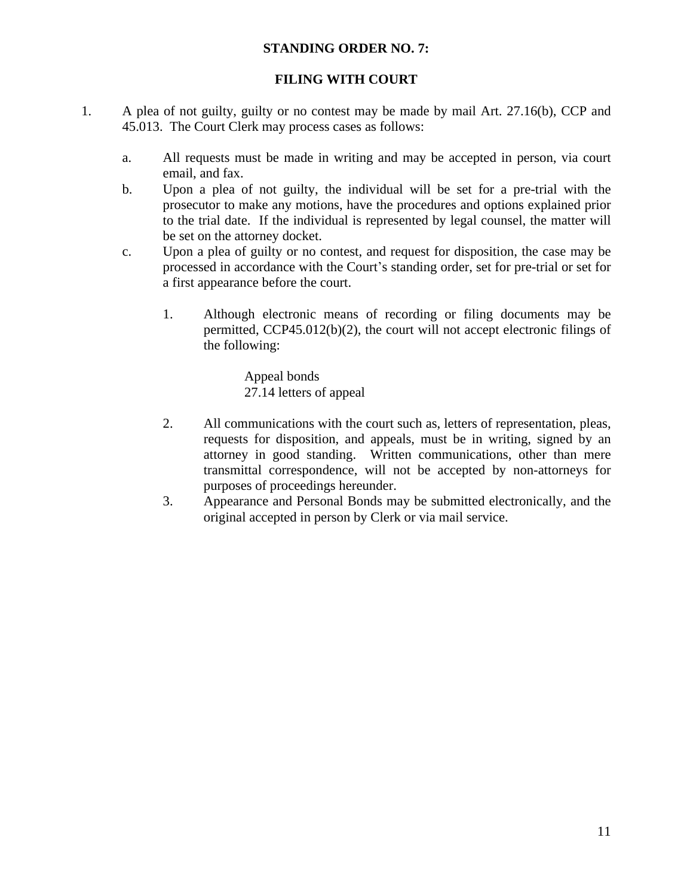## STANDING ORDER NO. 7:

## FILING WITH COURT

1. A plea of not guilty, guilty or no contest may be made by mail Art. 27.16(b), CCP and 45.013. The Court Clerk may process cases as follows:

   a. All requests must be made in writing and may be accepted in person, via court email, and fax.

   b. Upon a plea of not guilty, the individual will be set for a pre-trial with the prosecutor to make any motions, have the procedures and options explained prior to the trial date. If the individual is represented by legal counsel, the matter will be set on the attorney docket.

   c. Upon a plea of guilty or no contest, and request for disposition, the case may be processed in accordance with the Court's standing order, set for pre-trial or set for a first appearance before the court.

      1. Although electronic means of recording or filing documents may be permitted, CCP45.012(b)(2), the court will not accept electronic filings of the following:

         Appeal bonds
         27.14 letters of appeal

      2. All communications with the court such as, letters of representation, pleas, requests for disposition, and appeals, must be in writing, signed by an attorney in good standing. Written communications, other than mere transmittal correspondence, will not be accepted by non-attorneys for purposes of proceedings hereunder.

      3. Appearance and Personal Bonds may be submitted electronically, and the original accepted in person by Clerk or via mail service.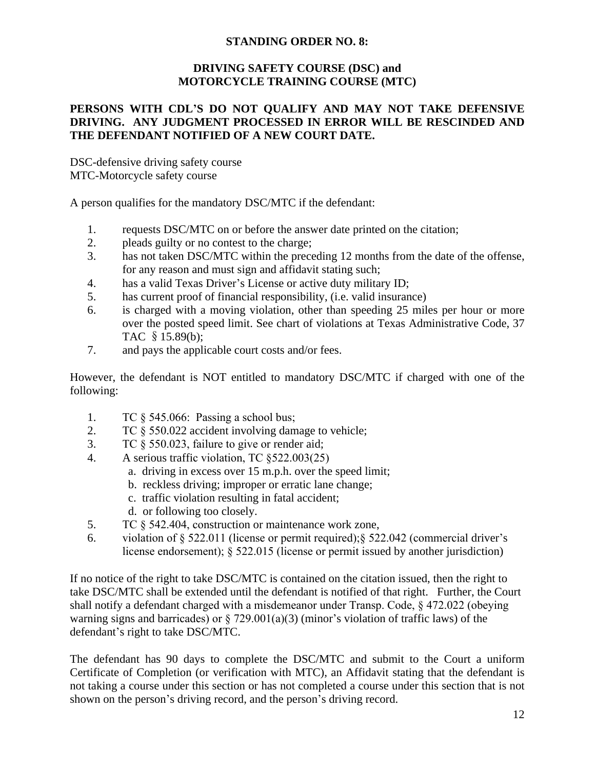## STANDING ORDER NO. 8:

### DRIVING SAFETY COURSE (DSC) and MOTORCYCLE TRAINING COURSE (MTC)

**PERSONS WITH CDL'S DO NOT QUALIFY AND MAY NOT TAKE DEFENSIVE DRIVING. ANY JUDGMENT PROCESSED IN ERROR WILL BE RESCINDED AND THE DEFENDANT NOTIFIED OF A NEW COURT DATE.**

DSC-defensive driving safety course
MTC-Motorcycle safety course

A person qualifies for the mandatory DSC/MTC if the defendant:

1. requests DSC/MTC on or before the answer date printed on the citation;
2. pleads guilty or no contest to the charge;
3. has not taken DSC/MTC within the preceding 12 months from the date of the offense, for any reason and must sign and affidavit stating such;
4. has a valid Texas Driver's License or active duty military ID;
5. has current proof of financial responsibility, (i.e. valid insurance)
6. is charged with a moving violation, other than speeding 25 miles per hour or more over the posted speed limit. See chart of violations at Texas Administrative Code, 37 TAC § 15.89(b);
7. and pays the applicable court costs and/or fees.

However, the defendant is NOT entitled to mandatory DSC/MTC if charged with one of the following:

1. TC § 545.066: Passing a school bus;
2. TC § 550.022 accident involving damage to vehicle;
3. TC § 550.023, failure to give or render aid;
4. A serious traffic violation, TC §522.003(25)
   a. driving in excess over 15 m.p.h. over the speed limit;
   b. reckless driving; improper or erratic lane change;
   c. traffic violation resulting in fatal accident;
   d. or following too closely.
5. TC § 542.404, construction or maintenance work zone,
6. violation of § 522.011 (license or permit required);§ 522.042 (commercial driver's license endorsement); § 522.015 (license or permit issued by another jurisdiction)

If no notice of the right to take DSC/MTC is contained on the citation issued, then the right to take DSC/MTC shall be extended until the defendant is notified of that right. Further, the Court shall notify a defendant charged with a misdemeanor under Transp. Code, § 472.022 (obeying warning signs and barricades) or § 729.001(a)(3) (minor's violation of traffic laws) of the defendant's right to take DSC/MTC.

The defendant has 90 days to complete the DSC/MTC and submit to the Court a uniform Certificate of Completion (or verification with MTC), an Affidavit stating that the defendant is not taking a course under this section or has not completed a course under this section that is not shown on the person's driving record, and the person's driving record.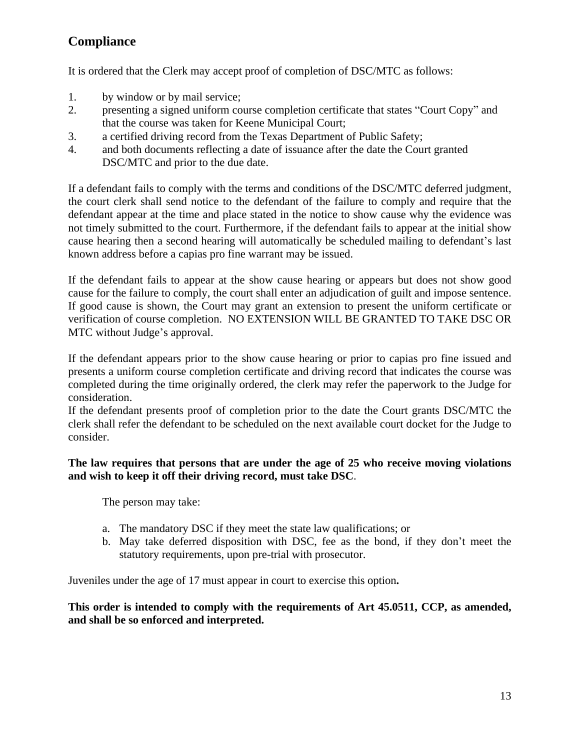## Compliance

It is ordered that the Clerk may accept proof of completion of DSC/MTC as follows:

1. by window or by mail service;
2. presenting a signed uniform course completion certificate that states "Court Copy" and that the course was taken for Keene Municipal Court;
3. a certified driving record from the Texas Department of Public Safety;
4. and both documents reflecting a date of issuance after the date the Court granted DSC/MTC and prior to the due date.

If a defendant fails to comply with the terms and conditions of the DSC/MTC deferred judgment, the court clerk shall send notice to the defendant of the failure to comply and require that the defendant appear at the time and place stated in the notice to show cause why the evidence was not timely submitted to the court. Furthermore, if the defendant fails to appear at the initial show cause hearing then a second hearing will automatically be scheduled mailing to defendant's last known address before a capias pro fine warrant may be issued.

If the defendant fails to appear at the show cause hearing or appears but does not show good cause for the failure to comply, the court shall enter an adjudication of guilt and impose sentence. If good cause is shown, the Court may grant an extension to present the uniform certificate or verification of course completion. NO EXTENSION WILL BE GRANTED TO TAKE DSC OR MTC without Judge's approval.

If the defendant appears prior to the show cause hearing or prior to capias pro fine issued and presents a uniform course completion certificate and driving record that indicates the course was completed during the time originally ordered, the clerk may refer the paperwork to the Judge for consideration.

If the defendant presents proof of completion prior to the date the Court grants DSC/MTC the clerk shall refer the defendant to be scheduled on the next available court docket for the Judge to consider.

**The law requires that persons that are under the age of 25 who receive moving violations and wish to keep it off their driving record, must take DSC**.

The person may take:

a. The mandatory DSC if they meet the state law qualifications; or
b. May take deferred disposition with DSC, fee as the bond, if they don't meet the statutory requirements, upon pre-trial with prosecutor.

Juveniles under the age of 17 must appear in court to exercise this option**.**

**This order is intended to comply with the requirements of Art 45.0511, CCP, as amended, and shall be so enforced and interpreted.**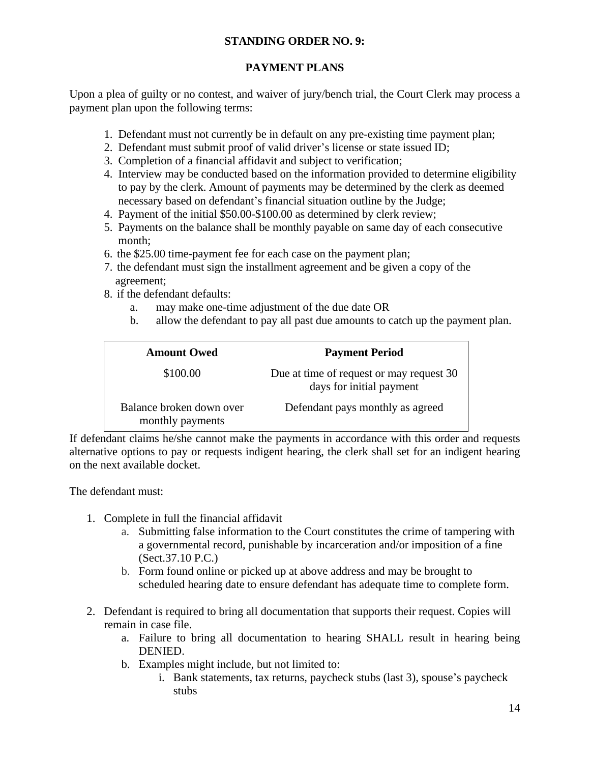**STANDING ORDER NO. 9:**

**PAYMENT PLANS**

Upon a plea of guilty or no contest, and waiver of jury/bench trial, the Court Clerk may process a payment plan upon the following terms:

1. Defendant must not currently be in default on any pre-existing time payment plan;
2. Defendant must submit proof of valid driver's license or state issued ID;
3. Completion of a financial affidavit and subject to verification;
4. Interview may be conducted based on the information provided to determine eligibility to pay by the clerk. Amount of payments may be determined by the clerk as deemed necessary based on defendant's financial situation outline by the Judge;
4. Payment of the initial $50.00-$100.00 as determined by clerk review;
5. Payments on the balance shall be monthly payable on same day of each consecutive month;
6. the $25.00 time-payment fee for each case on the payment plan;
7. the defendant must sign the installment agreement and be given a copy of the agreement;
8. if the defendant defaults:
   a. may make one-time adjustment of the due date OR
   b. allow the defendant to pay all past due amounts to catch up the payment plan.

| Amount Owed | Payment Period |
|---|---|
| $100.00 | Due at time of request or may request 30 days for initial payment |
| Balance broken down over monthly payments | Defendant pays monthly as agreed |

If defendant claims he/she cannot make the payments in accordance with this order and requests alternative options to pay or requests indigent hearing, the clerk shall set for an indigent hearing on the next available docket.

The defendant must:

1. Complete in full the financial affidavit
   a. Submitting false information to the Court constitutes the crime of tampering with a governmental record, punishable by incarceration and/or imposition of a fine (Sect.37.10 P.C.)
   b. Form found online or picked up at above address and may be brought to scheduled hearing date to ensure defendant has adequate time to complete form.

2. Defendant is required to bring all documentation that supports their request. Copies will remain in case file.
   a. Failure to bring all documentation to hearing SHALL result in hearing being DENIED.
   b. Examples might include, but not limited to:
      i. Bank statements, tax returns, paycheck stubs (last 3), spouse's paycheck stubs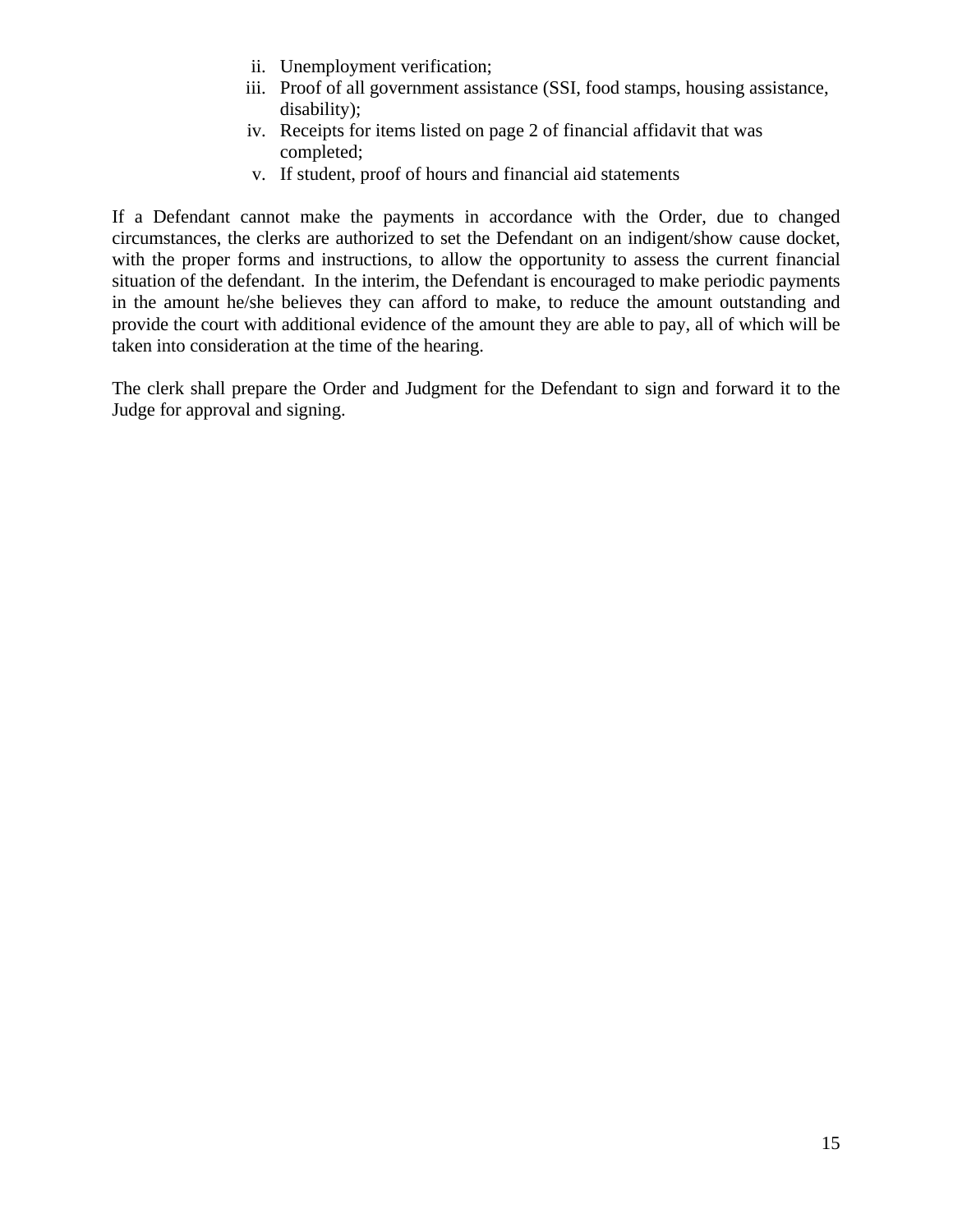ii. Unemployment verification;
iii. Proof of all government assistance (SSI, food stamps, housing assistance, disability);
iv. Receipts for items listed on page 2 of financial affidavit that was completed;
v. If student, proof of hours and financial aid statements

If a Defendant cannot make the payments in accordance with the Order, due to changed circumstances, the clerks are authorized to set the Defendant on an indigent/show cause docket, with the proper forms and instructions, to allow the opportunity to assess the current financial situation of the defendant. In the interim, the Defendant is encouraged to make periodic payments in the amount he/she believes they can afford to make, to reduce the amount outstanding and provide the court with additional evidence of the amount they are able to pay, all of which will be taken into consideration at the time of the hearing.

The clerk shall prepare the Order and Judgment for the Defendant to sign and forward it to the Judge for approval and signing.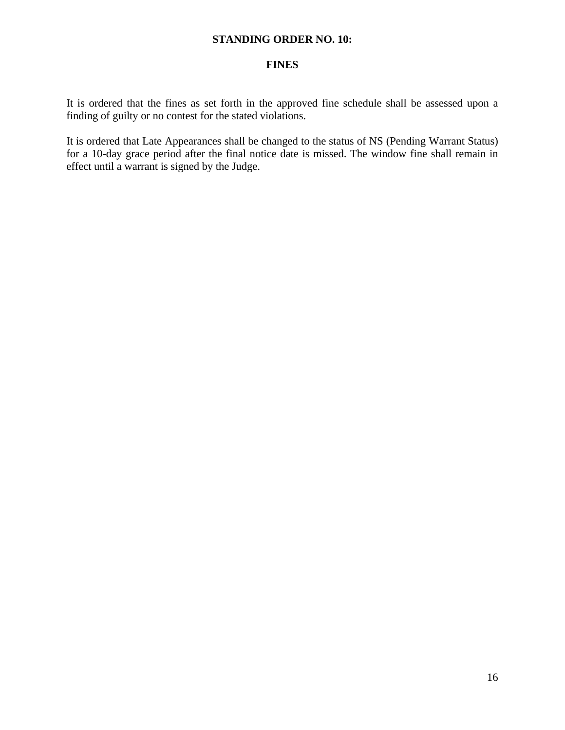## STANDING ORDER NO. 10:

## FINES

It is ordered that the fines as set forth in the approved fine schedule shall be assessed upon a finding of guilty or no contest for the stated violations.

It is ordered that Late Appearances shall be changed to the status of NS (Pending Warrant Status) for a 10-day grace period after the final notice date is missed. The window fine shall remain in effect until a warrant is signed by the Judge.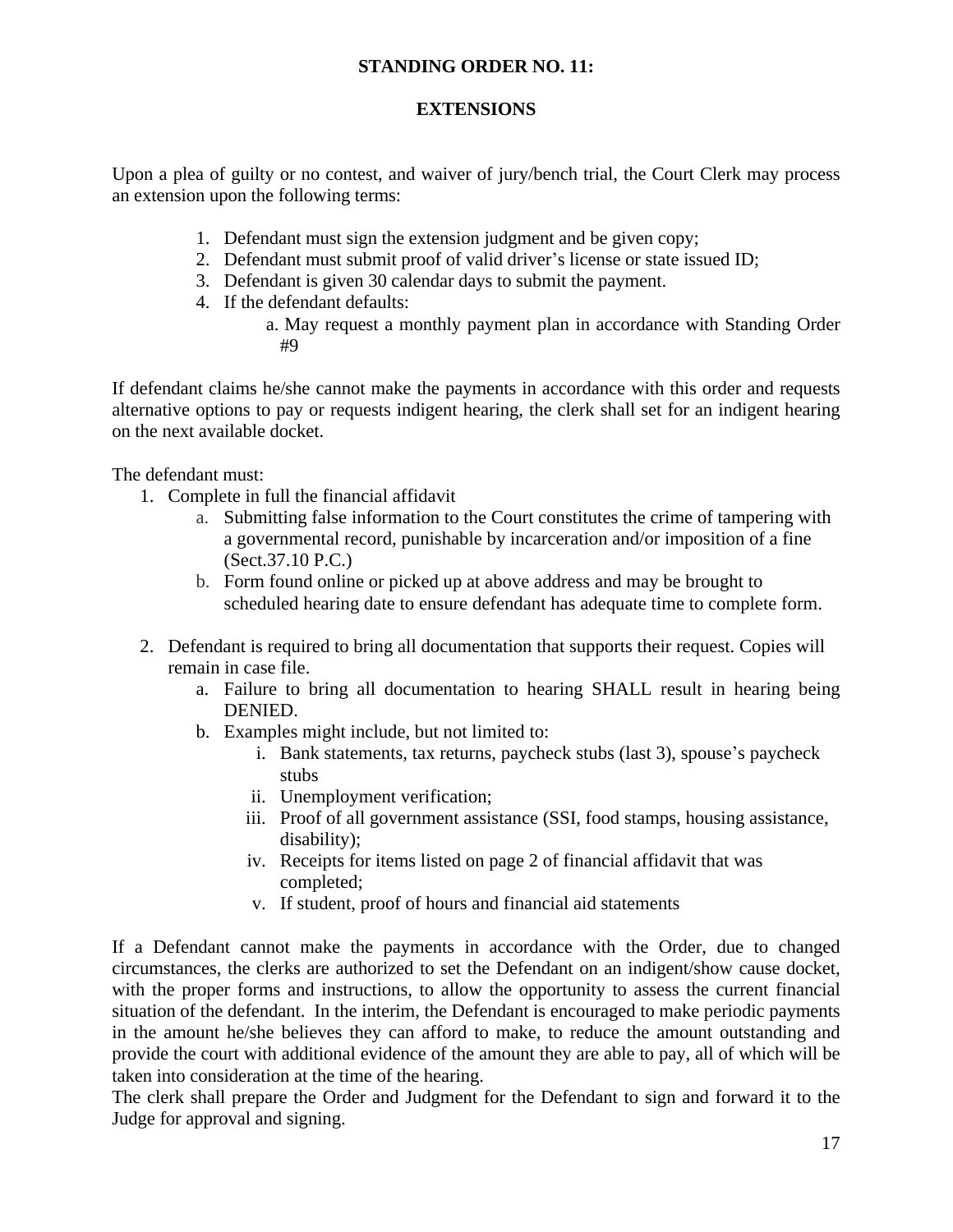**STANDING ORDER NO. 11:**

**EXTENSIONS**

Upon a plea of guilty or no contest, and waiver of jury/bench trial, the Court Clerk may process an extension upon the following terms:

1. Defendant must sign the extension judgment and be given copy;
2. Defendant must submit proof of valid driver's license or state issued ID;
3. Defendant is given 30 calendar days to submit the payment.
4. If the defendant defaults:
    a. May request a monthly payment plan in accordance with Standing Order #9

If defendant claims he/she cannot make the payments in accordance with this order and requests alternative options to pay or requests indigent hearing, the clerk shall set for an indigent hearing on the next available docket.

The defendant must:

1. Complete in full the financial affidavit
    a. Submitting false information to the Court constitutes the crime of tampering with a governmental record, punishable by incarceration and/or imposition of a fine (Sect.37.10 P.C.)
    b. Form found online or picked up at above address and may be brought to scheduled hearing date to ensure defendant has adequate time to complete form.

2. Defendant is required to bring all documentation that supports their request. Copies will remain in case file.
    a. Failure to bring all documentation to hearing SHALL result in hearing being DENIED.
    b. Examples might include, but not limited to:
        i. Bank statements, tax returns, paycheck stubs (last 3), spouse's paycheck stubs
        ii. Unemployment verification;
        iii. Proof of all government assistance (SSI, food stamps, housing assistance, disability);
        iv. Receipts for items listed on page 2 of financial affidavit that was completed;
        v. If student, proof of hours and financial aid statements

If a Defendant cannot make the payments in accordance with the Order, due to changed circumstances, the clerks are authorized to set the Defendant on an indigent/show cause docket, with the proper forms and instructions, to allow the opportunity to assess the current financial situation of the defendant. In the interim, the Defendant is encouraged to make periodic payments in the amount he/she believes they can afford to make, to reduce the amount outstanding and provide the court with additional evidence of the amount they are able to pay, all of which will be taken into consideration at the time of the hearing.
The clerk shall prepare the Order and Judgment for the Defendant to sign and forward it to the Judge for approval and signing.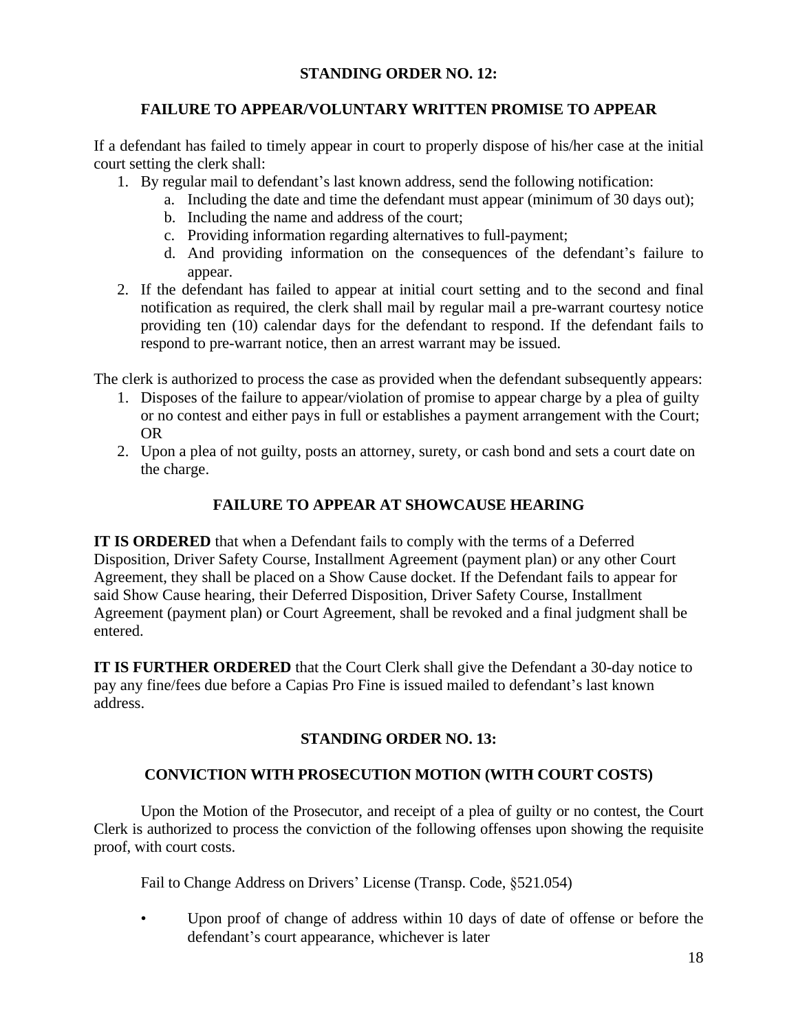## STANDING ORDER NO. 12:

### FAILURE TO APPEAR/VOLUNTARY WRITTEN PROMISE TO APPEAR

If a defendant has failed to timely appear in court to properly dispose of his/her case at the initial court setting the clerk shall:

1. By regular mail to defendant's last known address, send the following notification:
   a. Including the date and time the defendant must appear (minimum of 30 days out);
   b. Including the name and address of the court;
   c. Providing information regarding alternatives to full-payment;
   d. And providing information on the consequences of the defendant's failure to appear.
2. If the defendant has failed to appear at initial court setting and to the second and final notification as required, the clerk shall mail by regular mail a pre-warrant courtesy notice providing ten (10) calendar days for the defendant to respond. If the defendant fails to respond to pre-warrant notice, then an arrest warrant may be issued.

The clerk is authorized to process the case as provided when the defendant subsequently appears:

1. Disposes of the failure to appear/violation of promise to appear charge by a plea of guilty or no contest and either pays in full or establishes a payment arrangement with the Court; OR
2. Upon a plea of not guilty, posts an attorney, surety, or cash bond and sets a court date on the charge.

### FAILURE TO APPEAR AT SHOWCAUSE HEARING

**IT IS ORDERED** that when a Defendant fails to comply with the terms of a Deferred Disposition, Driver Safety Course, Installment Agreement (payment plan) or any other Court Agreement, they shall be placed on a Show Cause docket. If the Defendant fails to appear for said Show Cause hearing, their Deferred Disposition, Driver Safety Course, Installment Agreement (payment plan) or Court Agreement, shall be revoked and a final judgment shall be entered.

**IT IS FURTHER ORDERED** that the Court Clerk shall give the Defendant a 30-day notice to pay any fine/fees due before a Capias Pro Fine is issued mailed to defendant's last known address.

## STANDING ORDER NO. 13:

### CONVICTION WITH PROSECUTION MOTION (WITH COURT COSTS)

Upon the Motion of the Prosecutor, and receipt of a plea of guilty or no contest, the Court Clerk is authorized to process the conviction of the following offenses upon showing the requisite proof, with court costs.

Fail to Change Address on Drivers' License (Transp. Code, §521.054)

- Upon proof of change of address within 10 days of date of offense or before the defendant's court appearance, whichever is later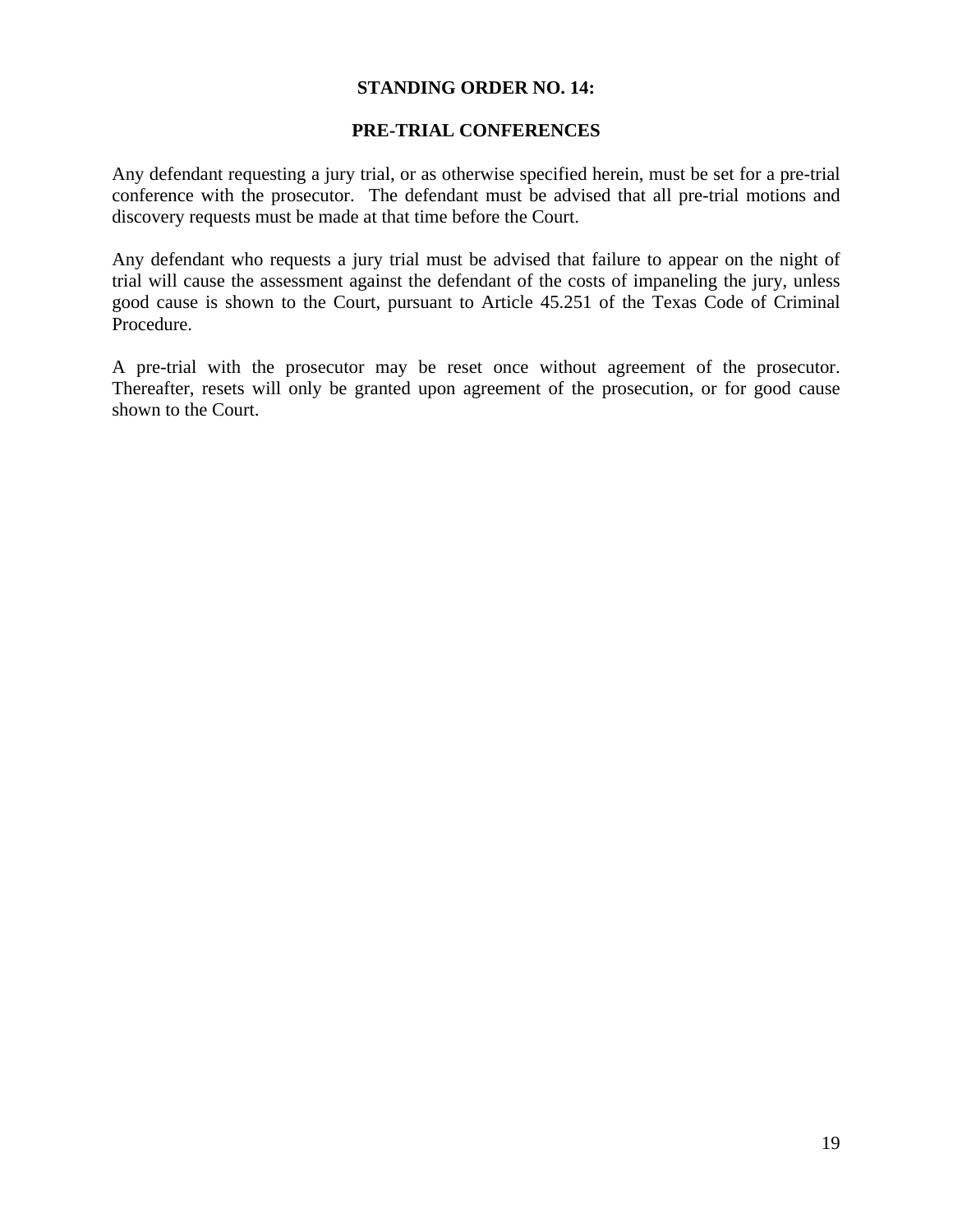## STANDING ORDER NO. 14:

## PRE-TRIAL CONFERENCES

Any defendant requesting a jury trial, or as otherwise specified herein, must be set for a pre-trial conference with the prosecutor. The defendant must be advised that all pre-trial motions and discovery requests must be made at that time before the Court.

Any defendant who requests a jury trial must be advised that failure to appear on the night of trial will cause the assessment against the defendant of the costs of impaneling the jury, unless good cause is shown to the Court, pursuant to Article 45.251 of the Texas Code of Criminal Procedure.

A pre-trial with the prosecutor may be reset once without agreement of the prosecutor. Thereafter, resets will only be granted upon agreement of the prosecution, or for good cause shown to the Court.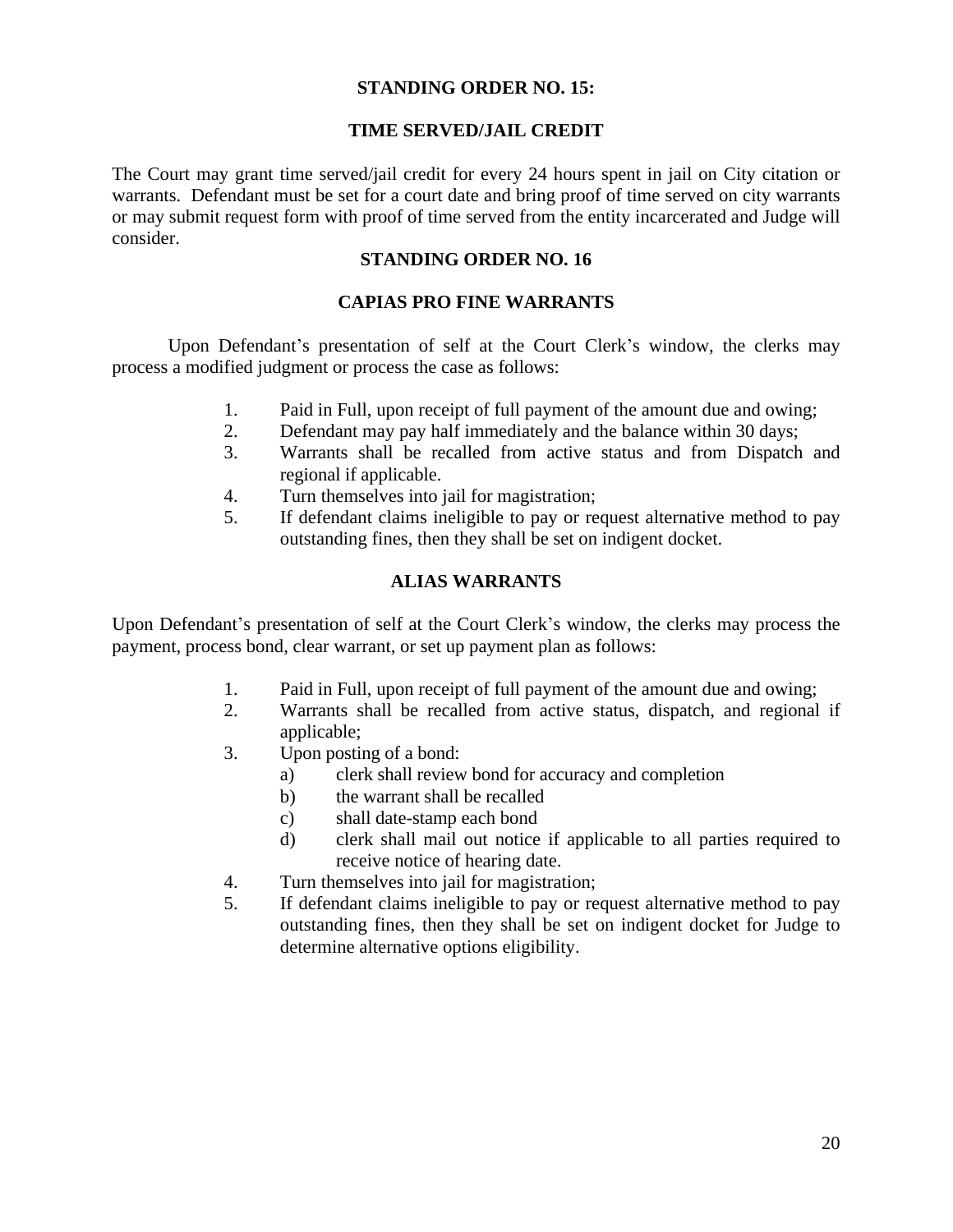## STANDING ORDER NO. 15:

## TIME SERVED/JAIL CREDIT

The Court may grant time served/jail credit for every 24 hours spent in jail on City citation or warrants. Defendant must be set for a court date and bring proof of time served on city warrants or may submit request form with proof of time served from the entity incarcerated and Judge will consider.

## STANDING ORDER NO. 16

## CAPIAS PRO FINE WARRANTS

Upon Defendant's presentation of self at the Court Clerk's window, the clerks may process a modified judgment or process the case as follows:

1. Paid in Full, upon receipt of full payment of the amount due and owing;
2. Defendant may pay half immediately and the balance within 30 days;
3. Warrants shall be recalled from active status and from Dispatch and regional if applicable.
4. Turn themselves into jail for magistration;
5. If defendant claims ineligible to pay or request alternative method to pay outstanding fines, then they shall be set on indigent docket.

## ALIAS WARRANTS

Upon Defendant's presentation of self at the Court Clerk's window, the clerks may process the payment, process bond, clear warrant, or set up payment plan as follows:

1. Paid in Full, upon receipt of full payment of the amount due and owing;
2. Warrants shall be recalled from active status, dispatch, and regional if applicable;
3. Upon posting of a bond:
   a) clerk shall review bond for accuracy and completion
   b) the warrant shall be recalled
   c) shall date-stamp each bond
   d) clerk shall mail out notice if applicable to all parties required to receive notice of hearing date.
4. Turn themselves into jail for magistration;
5. If defendant claims ineligible to pay or request alternative method to pay outstanding fines, then they shall be set on indigent docket for Judge to determine alternative options eligibility.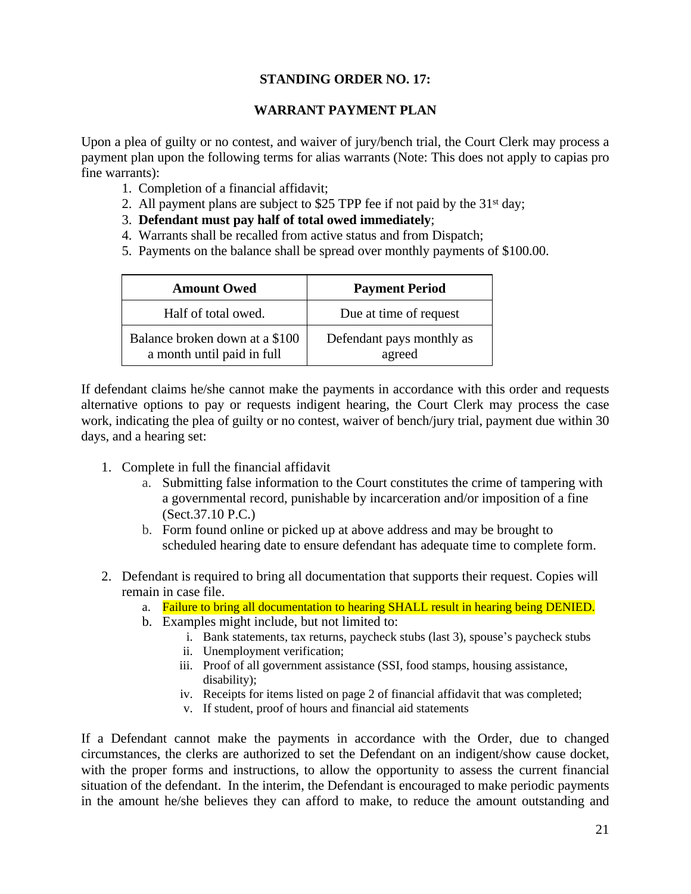# STANDING ORDER NO. 17:

## WARRANT PAYMENT PLAN

Upon a plea of guilty or no contest, and waiver of jury/bench trial, the Court Clerk may process a payment plan upon the following terms for alias warrants (Note: This does not apply to capias pro fine warrants):

1. Completion of a financial affidavit;
2. All payment plans are subject to $25 TPP fee if not paid by the 31st day;
3. **Defendant must pay half of total owed immediately**;
4. Warrants shall be recalled from active status and from Dispatch;
5. Payments on the balance shall be spread over monthly payments of $100.00.

| Amount Owed | Payment Period |
| --- | --- |
| Half of total owed. | Due at time of request |
| Balance broken down at a $100 a month until paid in full | Defendant pays monthly as agreed |

If defendant claims he/she cannot make the payments in accordance with this order and requests alternative options to pay or requests indigent hearing, the Court Clerk may process the case work, indicating the plea of guilty or no contest, waiver of bench/jury trial, payment due within 30 days, and a hearing set:

1. Complete in full the financial affidavit
   a. Submitting false information to the Court constitutes the crime of tampering with a governmental record, punishable by incarceration and/or imposition of a fine (Sect.37.10 P.C.)
   b. Form found online or picked up at above address and may be brought to scheduled hearing date to ensure defendant has adequate time to complete form.

2. Defendant is required to bring all documentation that supports their request. Copies will remain in case file.
   a. Failure to bring all documentation to hearing SHALL result in hearing being DENIED.
   b. Examples might include, but not limited to:
      i. Bank statements, tax returns, paycheck stubs (last 3), spouse's paycheck stubs
      ii. Unemployment verification;
      iii. Proof of all government assistance (SSI, food stamps, housing assistance, disability);
      iv. Receipts for items listed on page 2 of financial affidavit that was completed;
      v. If student, proof of hours and financial aid statements

If a Defendant cannot make the payments in accordance with the Order, due to changed circumstances, the clerks are authorized to set the Defendant on an indigent/show cause docket, with the proper forms and instructions, to allow the opportunity to assess the current financial situation of the defendant. In the interim, the Defendant is encouraged to make periodic payments in the amount he/she believes they can afford to make, to reduce the amount outstanding and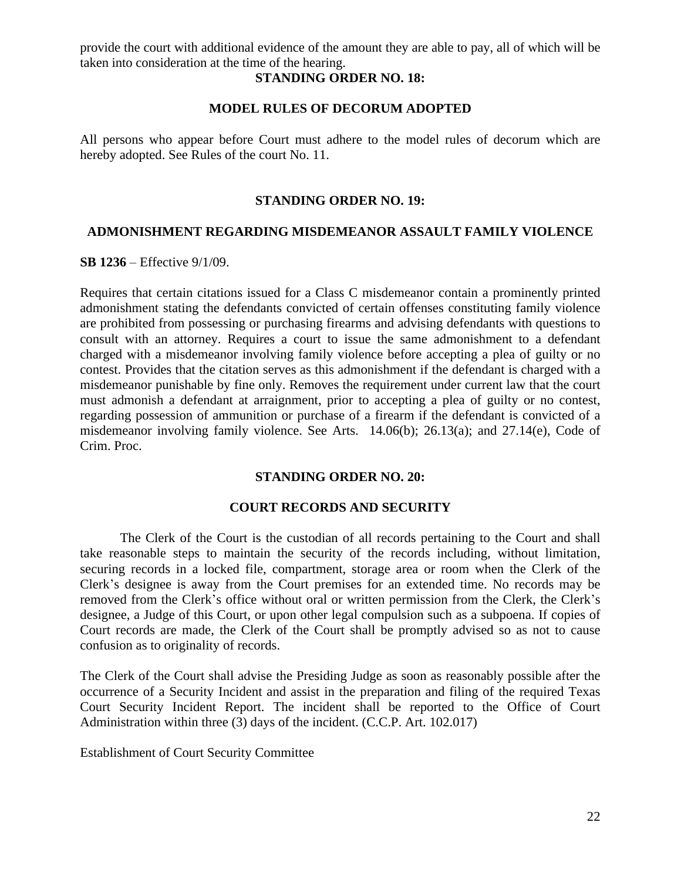provide the court with additional evidence of the amount they are able to pay, all of which will be taken into consideration at the time of the hearing.

## STANDING ORDER NO. 18:

### MODEL RULES OF DECORUM ADOPTED

All persons who appear before Court must adhere to the model rules of decorum which are hereby adopted. See Rules of the court No. 11.

## STANDING ORDER NO. 19:

### ADMONISHMENT REGARDING MISDEMEANOR ASSAULT FAMILY VIOLENCE

**SB 1236** – Effective 9/1/09.

Requires that certain citations issued for a Class C misdemeanor contain a prominently printed admonishment stating the defendants convicted of certain offenses constituting family violence are prohibited from possessing or purchasing firearms and advising defendants with questions to consult with an attorney. Requires a court to issue the same admonishment to a defendant charged with a misdemeanor involving family violence before accepting a plea of guilty or no contest. Provides that the citation serves as this admonishment if the defendant is charged with a misdemeanor punishable by fine only. Removes the requirement under current law that the court must admonish a defendant at arraignment, prior to accepting a plea of guilty or no contest, regarding possession of ammunition or purchase of a firearm if the defendant is convicted of a misdemeanor involving family violence. See Arts. 14.06(b); 26.13(a); and 27.14(e), Code of Crim. Proc.

## STANDING ORDER NO. 20:

### COURT RECORDS AND SECURITY

The Clerk of the Court is the custodian of all records pertaining to the Court and shall take reasonable steps to maintain the security of the records including, without limitation, securing records in a locked file, compartment, storage area or room when the Clerk of the Clerk's designee is away from the Court premises for an extended time. No records may be removed from the Clerk's office without oral or written permission from the Clerk, the Clerk's designee, a Judge of this Court, or upon other legal compulsion such as a subpoena. If copies of Court records are made, the Clerk of the Court shall be promptly advised so as not to cause confusion as to originality of records.

The Clerk of the Court shall advise the Presiding Judge as soon as reasonably possible after the occurrence of a Security Incident and assist in the preparation and filing of the required Texas Court Security Incident Report. The incident shall be reported to the Office of Court Administration within three (3) days of the incident. (C.C.P. Art. 102.017)

Establishment of Court Security Committee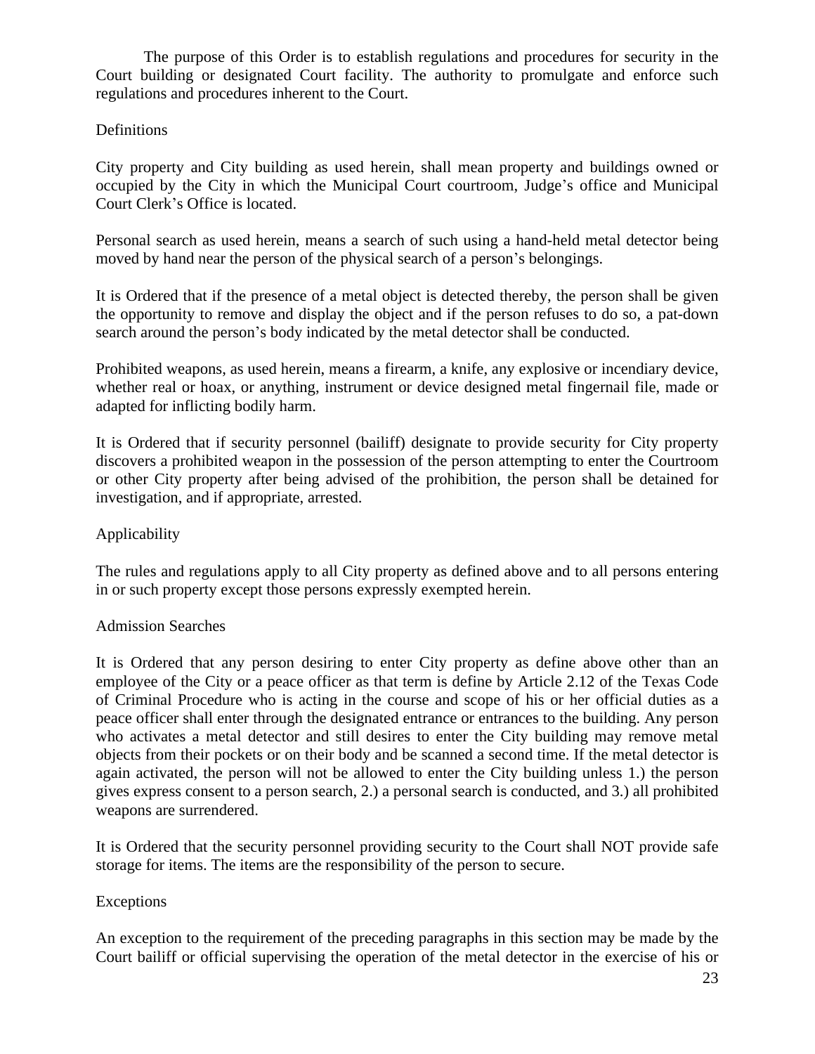The purpose of this Order is to establish regulations and procedures for security in the Court building or designated Court facility. The authority to promulgate and enforce such regulations and procedures inherent to the Court.

Definitions

City property and City building as used herein, shall mean property and buildings owned or occupied by the City in which the Municipal Court courtroom, Judge's office and Municipal Court Clerk's Office is located.

Personal search as used herein, means a search of such using a hand-held metal detector being moved by hand near the person of the physical search of a person's belongings.

It is Ordered that if the presence of a metal object is detected thereby, the person shall be given the opportunity to remove and display the object and if the person refuses to do so, a pat-down search around the person's body indicated by the metal detector shall be conducted.

Prohibited weapons, as used herein, means a firearm, a knife, any explosive or incendiary device, whether real or hoax, or anything, instrument or device designed metal fingernail file, made or adapted for inflicting bodily harm.

It is Ordered that if security personnel (bailiff) designate to provide security for City property discovers a prohibited weapon in the possession of the person attempting to enter the Courtroom or other City property after being advised of the prohibition, the person shall be detained for investigation, and if appropriate, arrested.

Applicability

The rules and regulations apply to all City property as defined above and to all persons entering in or such property except those persons expressly exempted herein.

Admission Searches

It is Ordered that any person desiring to enter City property as define above other than an employee of the City or a peace officer as that term is define by Article 2.12 of the Texas Code of Criminal Procedure who is acting in the course and scope of his or her official duties as a peace officer shall enter through the designated entrance or entrances to the building. Any person who activates a metal detector and still desires to enter the City building may remove metal objects from their pockets or on their body and be scanned a second time. If the metal detector is again activated, the person will not be allowed to enter the City building unless 1.) the person gives express consent to a person search, 2.) a personal search is conducted, and 3.) all prohibited weapons are surrendered.

It is Ordered that the security personnel providing security to the Court shall NOT provide safe storage for items. The items are the responsibility of the person to secure.

Exceptions

An exception to the requirement of the preceding paragraphs in this section may be made by the Court bailiff or official supervising the operation of the metal detector in the exercise of his or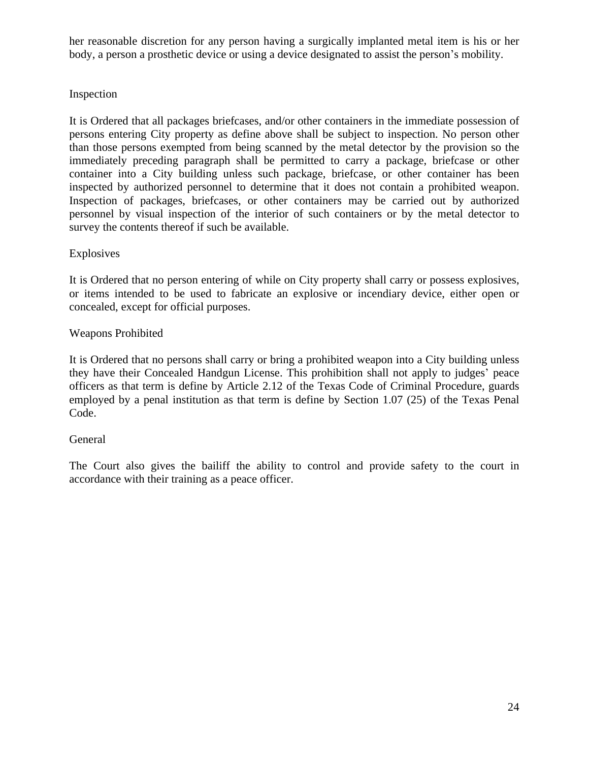her reasonable discretion for any person having a surgically implanted metal item is his or her body, a person a prosthetic device or using a device designated to assist the person's mobility.

Inspection

It is Ordered that all packages briefcases, and/or other containers in the immediate possession of persons entering City property as define above shall be subject to inspection. No person other than those persons exempted from being scanned by the metal detector by the provision so the immediately preceding paragraph shall be permitted to carry a package, briefcase or other container into a City building unless such package, briefcase, or other container has been inspected by authorized personnel to determine that it does not contain a prohibited weapon. Inspection of packages, briefcases, or other containers may be carried out by authorized personnel by visual inspection of the interior of such containers or by the metal detector to survey the contents thereof if such be available.

Explosives

It is Ordered that no person entering of while on City property shall carry or possess explosives, or items intended to be used to fabricate an explosive or incendiary device, either open or concealed, except for official purposes.

Weapons Prohibited

It is Ordered that no persons shall carry or bring a prohibited weapon into a City building unless they have their Concealed Handgun License. This prohibition shall not apply to judges' peace officers as that term is define by Article 2.12 of the Texas Code of Criminal Procedure, guards employed by a penal institution as that term is define by Section 1.07 (25) of the Texas Penal Code.

General

The Court also gives the bailiff the ability to control and provide safety to the court in accordance with their training as a peace officer.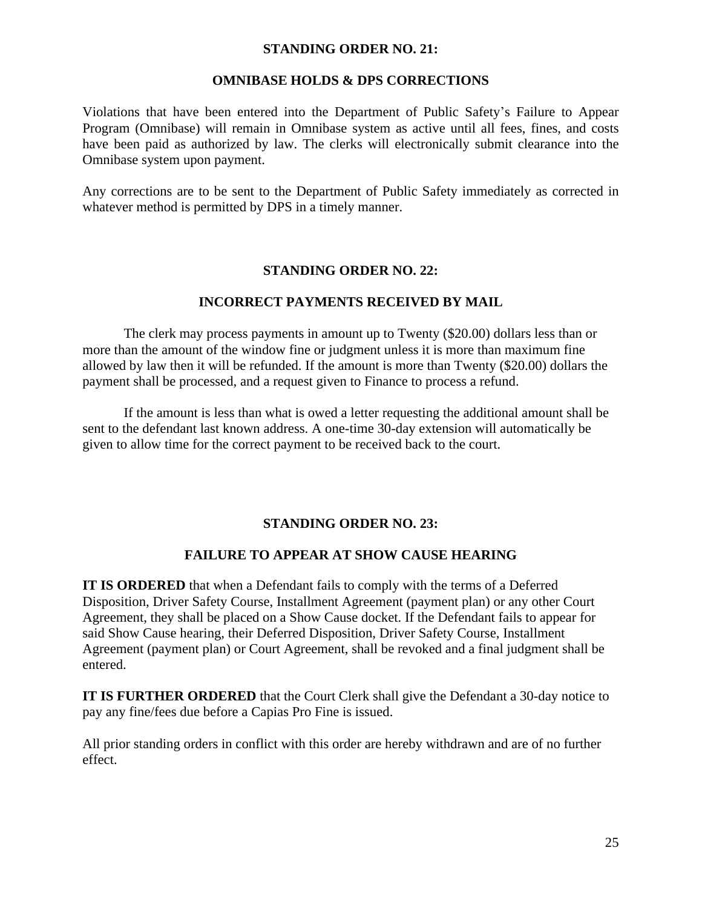## STANDING ORDER NO. 21:

### OMNIBASE HOLDS & DPS CORRECTIONS

Violations that have been entered into the Department of Public Safety's Failure to Appear Program (Omnibase) will remain in Omnibase system as active until all fees, fines, and costs have been paid as authorized by law. The clerks will electronically submit clearance into the Omnibase system upon payment.

Any corrections are to be sent to the Department of Public Safety immediately as corrected in whatever method is permitted by DPS in a timely manner.

## STANDING ORDER NO. 22:

### INCORRECT PAYMENTS RECEIVED BY MAIL

The clerk may process payments in amount up to Twenty ($20.00) dollars less than or more than the amount of the window fine or judgment unless it is more than maximum fine allowed by law then it will be refunded. If the amount is more than Twenty ($20.00) dollars the payment shall be processed, and a request given to Finance to process a refund.

If the amount is less than what is owed a letter requesting the additional amount shall be sent to the defendant last known address. A one-time 30-day extension will automatically be given to allow time for the correct payment to be received back to the court.

## STANDING ORDER NO. 23:

### FAILURE TO APPEAR AT SHOW CAUSE HEARING

**IT IS ORDERED** that when a Defendant fails to comply with the terms of a Deferred Disposition, Driver Safety Course, Installment Agreement (payment plan) or any other Court Agreement, they shall be placed on a Show Cause docket. If the Defendant fails to appear for said Show Cause hearing, their Deferred Disposition, Driver Safety Course, Installment Agreement (payment plan) or Court Agreement, shall be revoked and a final judgment shall be entered.

**IT IS FURTHER ORDERED** that the Court Clerk shall give the Defendant a 30-day notice to pay any fine/fees due before a Capias Pro Fine is issued.

All prior standing orders in conflict with this order are hereby withdrawn and are of no further effect.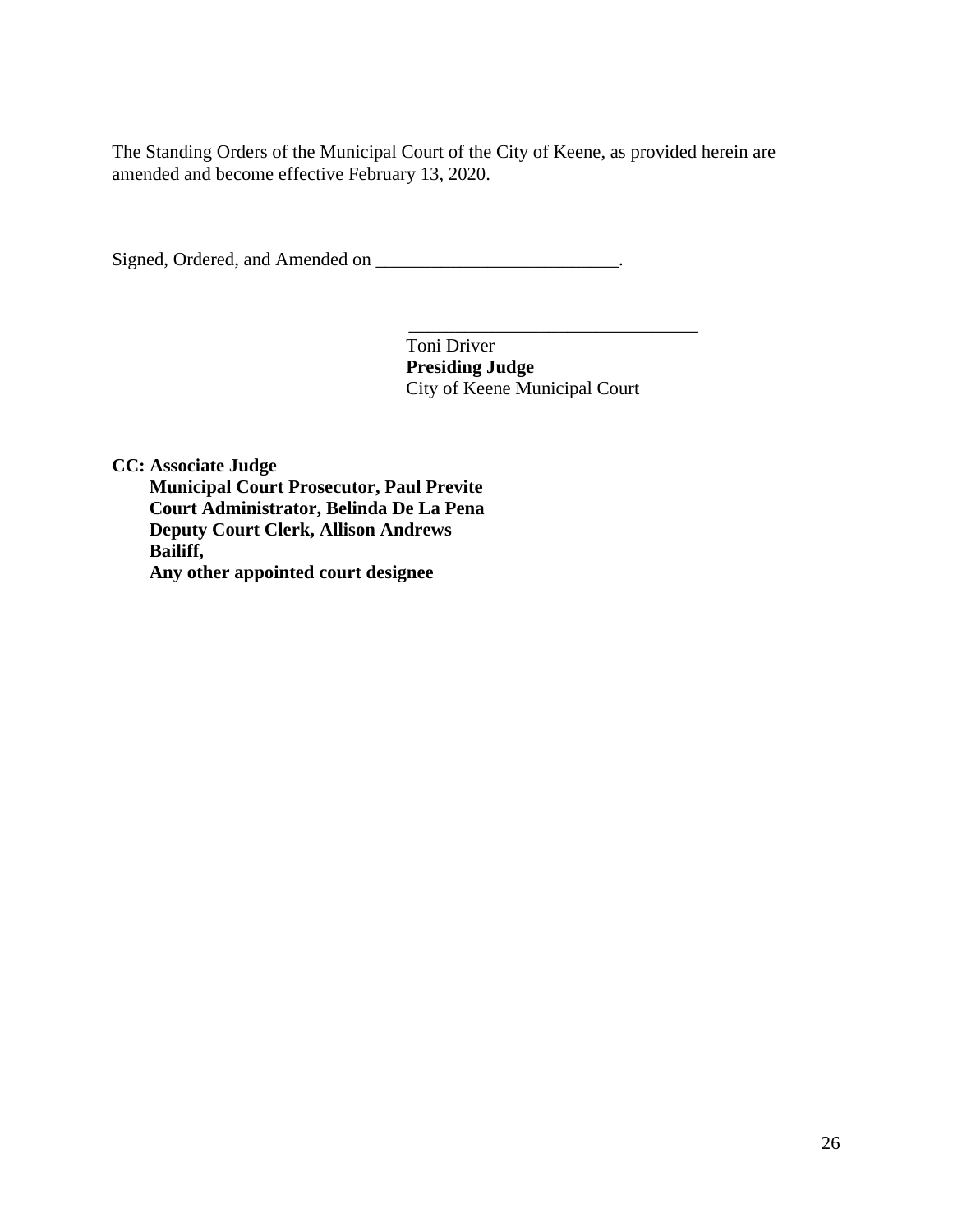The Standing Orders of the Municipal Court of the City of Keene, as provided herein are amended and become effective February 13, 2020.

Signed, Ordered, and Amended on __________________________.

_______________________________
Toni Driver
**Presiding Judge**
City of Keene Municipal Court

**CC: Associate Judge**
**Municipal Court Prosecutor, Paul Previte**
**Court Administrator, Belinda De La Pena**
**Deputy Court Clerk, Allison Andrews**
**Bailiff,**
**Any other appointed court designee**